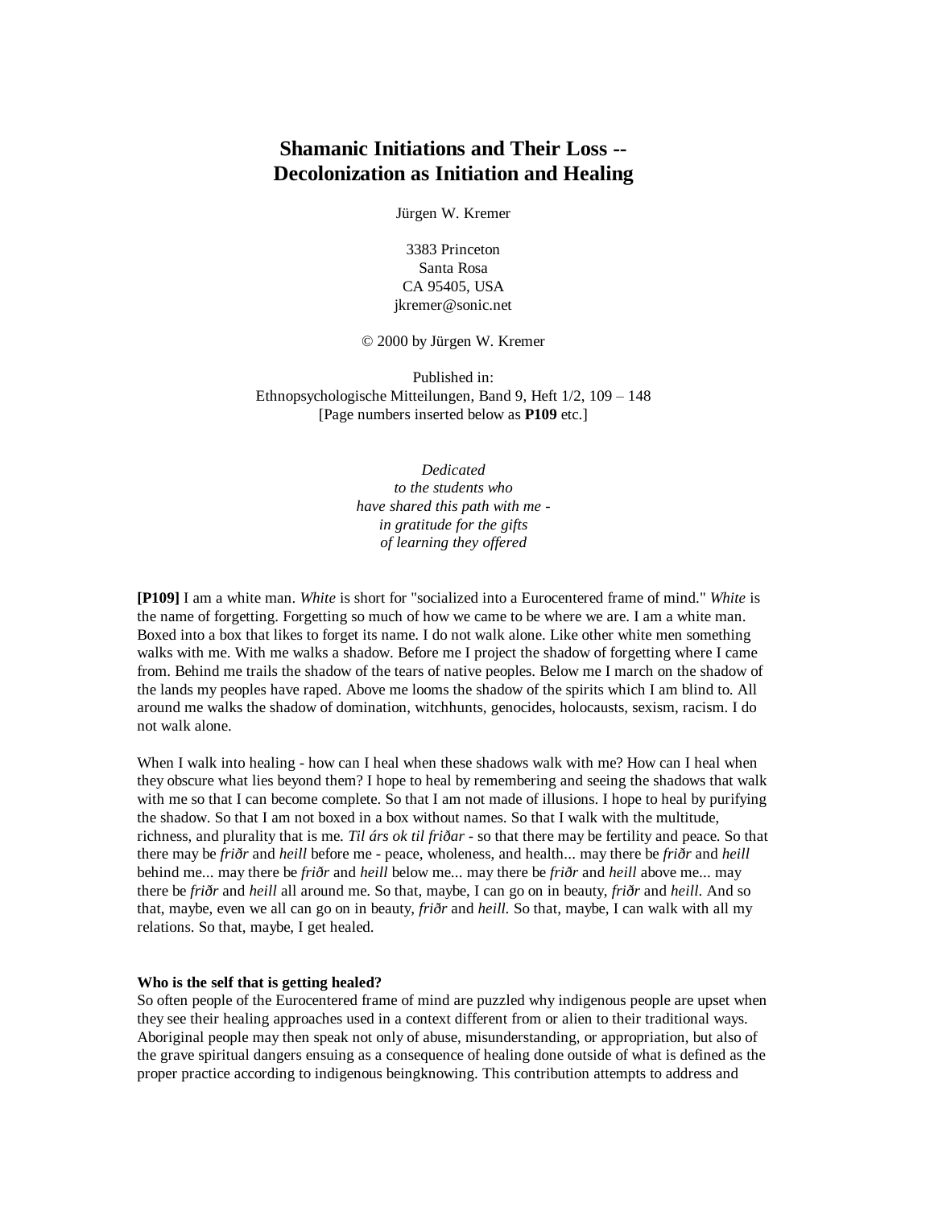# Shamanic Initiations and Their Loss -- Decolonization as Initiation and Healing

Jürgen W. Kremer

3383 Princeton
Santa Rosa
CA 95405, USA
jkremer@sonic.net

© 2000 by Jürgen W. Kremer

Published in:
Ethnopsychologische Mitteilungen, Band 9, Heft 1/2, 109 – 148
[Page numbers inserted below as **P109** etc.]

*Dedicated*
*to the students who*
*have shared this path with me -*
*in gratitude for the gifts*
*of learning they offered*

**[P109]** I am a white man. *White* is short for "socialized into a Eurocentered frame of mind." *White* is the name of forgetting. Forgetting so much of how we came to be where we are. I am a white man. Boxed into a box that likes to forget its name. I do not walk alone. Like other white men something walks with me. With me walks a shadow. Before me I project the shadow of forgetting where I came from. Behind me trails the shadow of the tears of native peoples. Below me I march on the shadow of the lands my peoples have raped. Above me looms the shadow of the spirits which I am blind to. All around me walks the shadow of domination, witchhunts, genocides, holocausts, sexism, racism. I do not walk alone.

When I walk into healing - how can I heal when these shadows walk with me? How can I heal when they obscure what lies beyond them? I hope to heal by remembering and seeing the shadows that walk with me so that I can become complete. So that I am not made of illusions. I hope to heal by purifying the shadow. So that I am not boxed in a box without names. So that I walk with the multitude, richness, and plurality that is me. *Til árs ok til friðar* - so that there may be fertility and peace. So that there may be *friðr* and *heill* before me - peace, wholeness, and health... may there be *friðr* and *heill* behind me... may there be *friðr* and *heill* below me... may there be *friðr* and *heill* above me... may there be *friðr* and *heill* all around me. So that, maybe, I can go on in beauty, *friðr* and *heill*. And so that, maybe, even we all can go on in beauty, *friðr* and *heill*. So that, maybe, I can walk with all my relations. So that, maybe, I get healed.

### Who is the self that is getting healed?

So often people of the Eurocentered frame of mind are puzzled why indigenous people are upset when they see their healing approaches used in a context different from or alien to their traditional ways. Aboriginal people may then speak not only of abuse, misunderstanding, or appropriation, but also of the grave spiritual dangers ensuing as a consequence of healing done outside of what is defined as the proper practice according to indigenous beingknowing. This contribution attempts to address and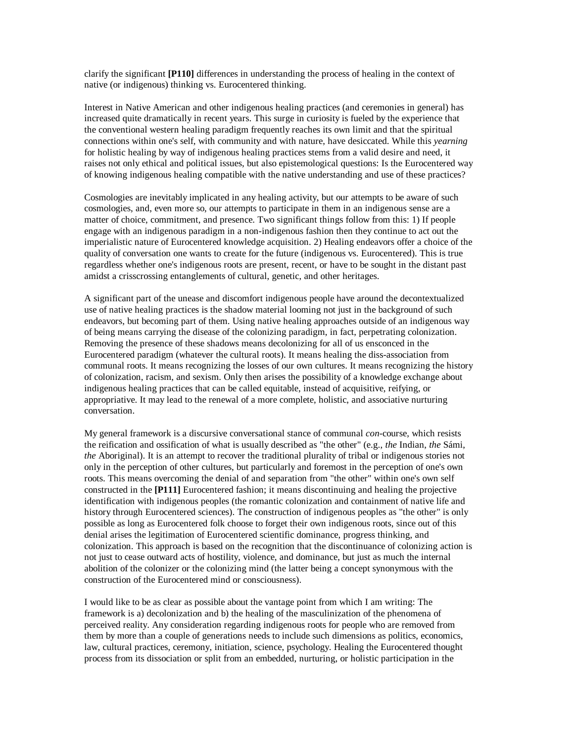clarify the significant **[P110]** differences in understanding the process of healing in the context of native (or indigenous) thinking vs. Eurocentered thinking.

Interest in Native American and other indigenous healing practices (and ceremonies in general) has increased quite dramatically in recent years. This surge in curiosity is fueled by the experience that the conventional western healing paradigm frequently reaches its own limit and that the spiritual connections within one's self, with community and with nature, have desiccated. While this *yearning* for holistic healing by way of indigenous healing practices stems from a valid desire and need, it raises not only ethical and political issues, but also epistemological questions: Is the Eurocentered way of knowing indigenous healing compatible with the native understanding and use of these practices?

Cosmologies are inevitably implicated in any healing activity, but our attempts to be aware of such cosmologies, and, even more so, our attempts to participate in them in an indigenous sense are a matter of choice, commitment, and presence. Two significant things follow from this: 1) If people engage with an indigenous paradigm in a non-indigenous fashion then they continue to act out the imperialistic nature of Eurocentered knowledge acquisition. 2) Healing endeavors offer a choice of the quality of conversation one wants to create for the future (indigenous vs. Eurocentered). This is true regardless whether one's indigenous roots are present, recent, or have to be sought in the distant past amidst a crisscrossing entanglements of cultural, genetic, and other heritages.

A significant part of the unease and discomfort indigenous people have around the decontextualized use of native healing practices is the shadow material looming not just in the background of such endeavors, but becoming part of them. Using native healing approaches outside of an indigenous way of being means carrying the disease of the colonizing paradigm, in fact, perpetrating colonization. Removing the presence of these shadows means decolonizing for all of us ensconced in the Eurocentered paradigm (whatever the cultural roots). It means healing the diss-association from communal roots. It means recognizing the losses of our own cultures. It means recognizing the history of colonization, racism, and sexism. Only then arises the possibility of a knowledge exchange about indigenous healing practices that can be called equitable, instead of acquisitive, reifying, or appropriative. It may lead to the renewal of a more complete, holistic, and associative nurturing conversation.

My general framework is a discursive conversational stance of communal *con*-course, which resists the reification and ossification of what is usually described as "the other" (e.g., *the* Indian, *the* Sámi, *the* Aboriginal). It is an attempt to recover the traditional plurality of tribal or indigenous stories not only in the perception of other cultures, but particularly and foremost in the perception of one's own roots. This means overcoming the denial of and separation from "the other" within one's own self constructed in the **[P111]** Eurocentered fashion; it means discontinuing and healing the projective identification with indigenous peoples (the romantic colonization and containment of native life and history through Eurocentered sciences). The construction of indigenous peoples as "the other" is only possible as long as Eurocentered folk choose to forget their own indigenous roots, since out of this denial arises the legitimation of Eurocentered scientific dominance, progress thinking, and colonization. This approach is based on the recognition that the discontinuance of colonizing action is not just to cease outward acts of hostility, violence, and dominance, but just as much the internal abolition of the colonizer or the colonizing mind (the latter being a concept synonymous with the construction of the Eurocentered mind or consciousness).

I would like to be as clear as possible about the vantage point from which I am writing: The framework is a) decolonization and b) the healing of the masculinization of the phenomena of perceived reality. Any consideration regarding indigenous roots for people who are removed from them by more than a couple of generations needs to include such dimensions as politics, economics, law, cultural practices, ceremony, initiation, science, psychology. Healing the Eurocentered thought process from its dissociation or split from an embedded, nurturing, or holistic participation in the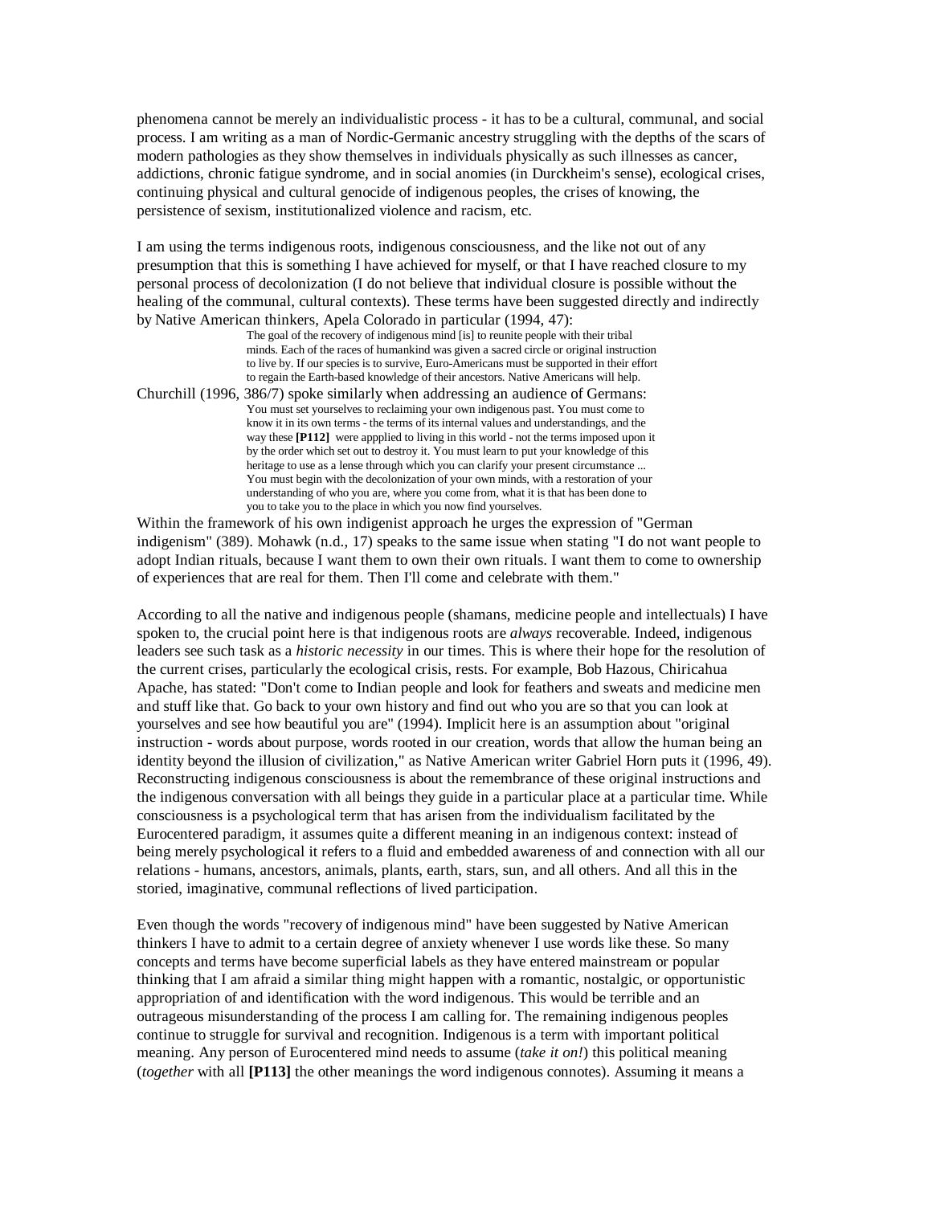phenomena cannot be merely an individualistic process - it has to be a cultural, communal, and social process. I am writing as a man of Nordic-Germanic ancestry struggling with the depths of the scars of modern pathologies as they show themselves in individuals physically as such illnesses as cancer, addictions, chronic fatigue syndrome, and in social anomies (in Durckheim's sense), ecological crises, continuing physical and cultural genocide of indigenous peoples, the crises of knowing, the persistence of sexism, institutionalized violence and racism, etc.

I am using the terms indigenous roots, indigenous consciousness, and the like not out of any presumption that this is something I have achieved for myself, or that I have reached closure to my personal process of decolonization (I do not believe that individual closure is possible without the healing of the communal, cultural contexts). These terms have been suggested directly and indirectly by Native American thinkers, Apela Colorado in particular (1994, 47):

> The goal of the recovery of indigenous mind [is] to reunite people with their tribal minds. Each of the races of humankind was given a sacred circle or original instruction to live by. If our species is to survive, Euro-Americans must be supported in their effort to regain the Earth-based knowledge of their ancestors. Native Americans will help.

Churchill (1996, 386/7) spoke similarly when addressing an audience of Germans:

> You must set yourselves to reclaiming your own indigenous past. You must come to know it in its own terms - the terms of its internal values and understandings, and the way these **[P112]** were appplied to living in this world - not the terms imposed upon it by the order which set out to destroy it. You must learn to put your knowledge of this heritage to use as a lense through which you can clarify your present circumstance ... You must begin with the decolonization of your own minds, with a restoration of your understanding of who you are, where you come from, what it is that has been done to you to take you to the place in which you now find yourselves.

Within the framework of his own indigenist approach he urges the expression of "German indigenism" (389). Mohawk (n.d., 17) speaks to the same issue when stating "I do not want people to adopt Indian rituals, because I want them to own their own rituals. I want them to come to ownership of experiences that are real for them. Then I'll come and celebrate with them."

According to all the native and indigenous people (shamans, medicine people and intellectuals) I have spoken to, the crucial point here is that indigenous roots are *always* recoverable. Indeed, indigenous leaders see such task as a *historic necessity* in our times. This is where their hope for the resolution of the current crises, particularly the ecological crisis, rests. For example, Bob Hazous, Chiricahua Apache, has stated: "Don't come to Indian people and look for feathers and sweats and medicine men and stuff like that. Go back to your own history and find out who you are so that you can look at yourselves and see how beautiful you are" (1994). Implicit here is an assumption about "original instruction - words about purpose, words rooted in our creation, words that allow the human being an identity beyond the illusion of civilization," as Native American writer Gabriel Horn puts it (1996, 49). Reconstructing indigenous consciousness is about the remembrance of these original instructions and the indigenous conversation with all beings they guide in a particular place at a particular time. While consciousness is a psychological term that has arisen from the individualism facilitated by the Eurocentered paradigm, it assumes quite a different meaning in an indigenous context: instead of being merely psychological it refers to a fluid and embedded awareness of and connection with all our relations - humans, ancestors, animals, plants, earth, stars, sun, and all others. And all this in the storied, imaginative, communal reflections of lived participation.

Even though the words "recovery of indigenous mind" have been suggested by Native American thinkers I have to admit to a certain degree of anxiety whenever I use words like these. So many concepts and terms have become superficial labels as they have entered mainstream or popular thinking that I am afraid a similar thing might happen with a romantic, nostalgic, or opportunistic appropriation of and identification with the word indigenous. This would be terrible and an outrageous misunderstanding of the process I am calling for. The remaining indigenous peoples continue to struggle for survival and recognition. Indigenous is a term with important political meaning. Any person of Eurocentered mind needs to assume (*take it on!*) this political meaning (*together* with all **[P113]** the other meanings the word indigenous connotes). Assuming it means a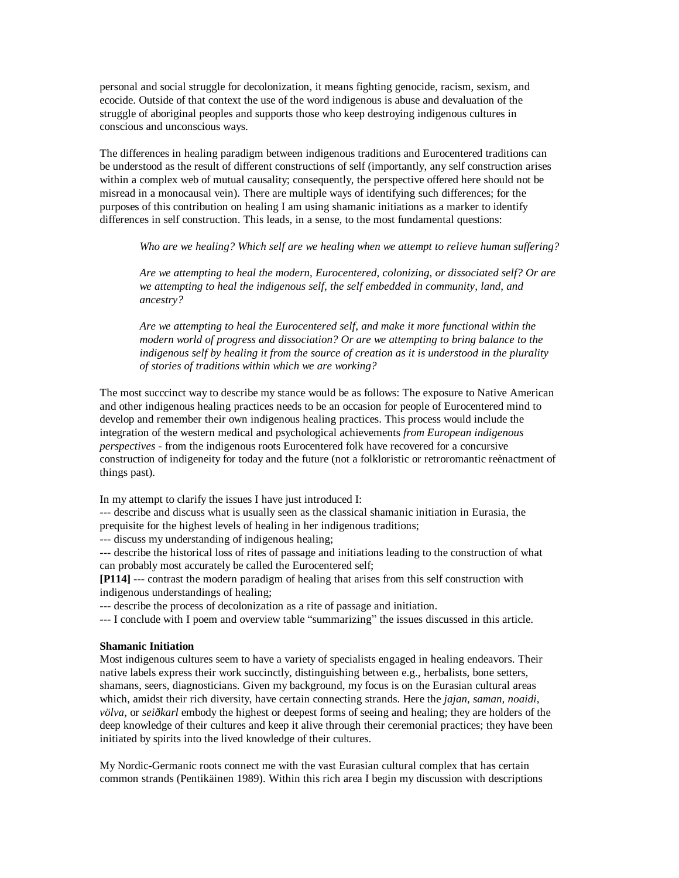personal and social struggle for decolonization, it means fighting genocide, racism, sexism, and ecocide. Outside of that context the use of the word indigenous is abuse and devaluation of the struggle of aboriginal peoples and supports those who keep destroying indigenous cultures in conscious and unconscious ways.

The differences in healing paradigm between indigenous traditions and Eurocentered traditions can be understood as the result of different constructions of self (importantly, any self construction arises within a complex web of mutual causality; consequently, the perspective offered here should not be misread in a monocausal vein). There are multiple ways of identifying such differences; for the purposes of this contribution on healing I am using shamanic initiations as a marker to identify differences in self construction. This leads, in a sense, to the most fundamental questions:

> *Who are we healing? Which self are we healing when we attempt to relieve human suffering?*
>
> *Are we attempting to heal the modern, Eurocentered, colonizing, or dissociated self? Or are we attempting to heal the indigenous self, the self embedded in community, land, and ancestry?*
>
> *Are we attempting to heal the Eurocentered self, and make it more functional within the modern world of progress and dissociation? Or are we attempting to bring balance to the indigenous self by healing it from the source of creation as it is understood in the plurality of stories of traditions within which we are working?*

The most succcinct way to describe my stance would be as follows: The exposure to Native American and other indigenous healing practices needs to be an occasion for people of Eurocentered mind to develop and remember their own indigenous healing practices. This process would include the integration of the western medical and psychological achievements *from European indigenous perspectives* - from the indigenous roots Eurocentered folk have recovered for a concursive construction of indigeneity for today and the future (not a folkloristic or retroromantic reènactment of things past).

In my attempt to clarify the issues I have just introduced I:
--- describe and discuss what is usually seen as the classical shamanic initiation in Eurasia, the prequisite for the highest levels of healing in her indigenous traditions;
--- discuss my understanding of indigenous healing;
--- describe the historical loss of rites of passage and initiations leading to the construction of what can probably most accurately be called the Eurocentered self;
**[P114]** --- contrast the modern paradigm of healing that arises from this self construction with indigenous understandings of healing;
--- describe the process of decolonization as a rite of passage and initiation.
--- I conclude with I poem and overview table "summarizing" the issues discussed in this article.

**Shamanic Initiation**

Most indigenous cultures seem to have a variety of specialists engaged in healing endeavors. Their native labels express their work succinctly, distinguishing between e.g., herbalists, bone setters, shamans, seers, diagnosticians. Given my background, my focus is on the Eurasian cultural areas which, amidst their rich diversity, have certain connecting strands. Here the *jajan, saman, noaidi, völva,* or *seiðkarl* embody the highest or deepest forms of seeing and healing; they are holders of the deep knowledge of their cultures and keep it alive through their ceremonial practices; they have been initiated by spirits into the lived knowledge of their cultures.

My Nordic-Germanic roots connect me with the vast Eurasian cultural complex that has certain common strands (Pentikäinen 1989). Within this rich area I begin my discussion with descriptions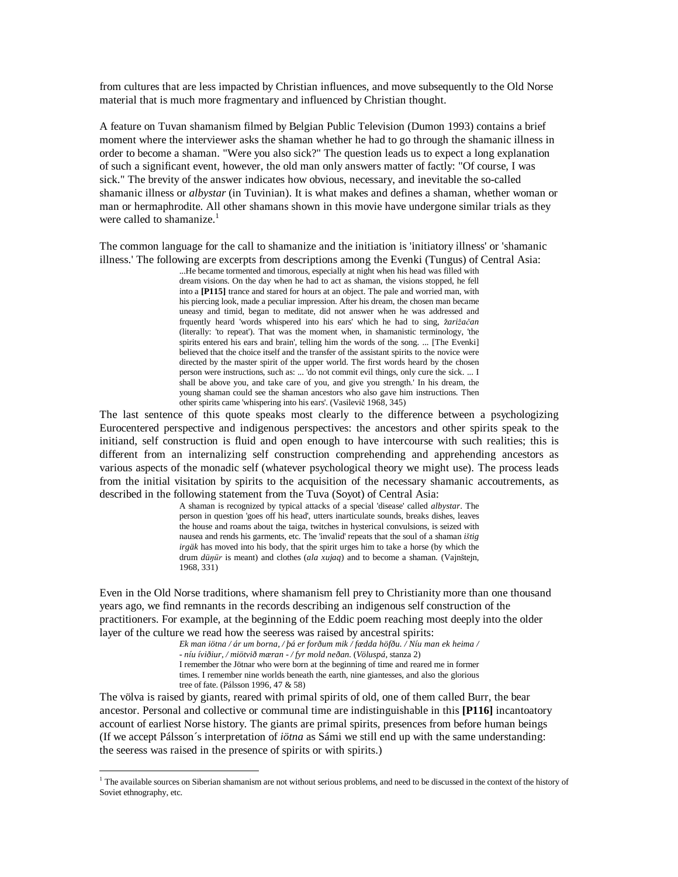from cultures that are less impacted by Christian influences, and move subsequently to the Old Norse material that is much more fragmentary and influenced by Christian thought.

A feature on Tuvan shamanism filmed by Belgian Public Television (Dumon 1993) contains a brief moment where the interviewer asks the shaman whether he had to go through the shamanic illness in order to become a shaman. "Were you also sick?" The question leads us to expect a long explanation of such a significant event, however, the old man only answers matter of factly: "Of course, I was sick." The brevity of the answer indicates how obvious, necessary, and inevitable the so-called shamanic illness or *albystar* (in Tuvinian). It is what makes and defines a shaman, whether woman or man or hermaphrodite. All other shamans shown in this movie have undergone similar trials as they were called to shamanize.[1]

The common language for the call to shamanize and the initiation is 'initiatory illness' or 'shamanic illness.' The following are excerpts from descriptions among the Evenki (Tungus) of Central Asia:

> ...He became tormented and timorous, especially at night when his head was filled with dream visions. On the day when he had to act as shaman, the visions stopped, he fell into a **[P115]** trance and stared for hours at an object. The pale and worried man, with his piercing look, made a peculiar impression. After his dream, the chosen man became uneasy and timid, began to meditate, did not answer when he was addressed and frquently heard 'words whispered into his ears' which he had to sing, *žarižačan* (literally: 'to repeat'). That was the moment when, in shamanistic terminology, 'the spirits entered his ears and brain', telling him the words of the song. ... [The Evenki] believed that the choice itself and the transfer of the assistant spirits to the novice were directed by the master spirit of the upper world. The first words heard by the chosen person were instructions, such as: ... 'do not commit evil things, only cure the sick. ... I shall be above you, and take care of you, and give you strength.' In his dream, the young shaman could see the shaman ancestors who also gave him instructions. Then other spirits came 'whispering into his ears'. (Vasilevič 1968, 345)

The last sentence of this quote speaks most clearly to the difference between a psychologizing Eurocentered perspective and indigenous perspectives: the ancestors and other spirits speak to the initiand, self construction is fluid and open enough to have intercourse with such realities; this is different from an internalizing self construction comprehending and apprehending ancestors as various aspects of the monadic self (whatever psychological theory we might use). The process leads from the initial visitation by spirits to the acquisition of the necessary shamanic accoutrements, as described in the following statement from the Tuva (Soyot) of Central Asia:

> A shaman is recognized by typical attacks of a special 'disease' called *albystar*. The person in question 'goes off his head', utters inarticulate sounds, breaks dishes, leaves the house and roams about the taiga, twitches in hysterical convulsions, is seized with nausea and rends his garments, etc. The 'invalid' repeats that the soul of a shaman *ištig irgäk* has moved into his body, that the spirit urges him to take a horse (by which the drum *düŋür* is meant) and clothes (*ala xujaq*) and to become a shaman. (Vajnštejn, 1968, 331)

Even in the Old Norse traditions, where shamanism fell prey to Christianity more than one thousand years ago, we find remnants in the records describing an indigenous self construction of the practitioners. For example, at the beginning of the Eddic poem reaching most deeply into the older layer of the culture we read how the seeress was raised by ancestral spirits:

> *Ek man iötna / ár um borna, / þá er forðum mik / fædda höfðu. / Níu man ek heima / - níu íviðiur, / miötvið mæran - / fyr mold neðan.* (*Völuspá*, stanza 2)
> I remember the Jötnar who were born at the beginning of time and reared me in former times. I remember nine worlds beneath the earth, nine giantesses, and also the glorious tree of fate. (Pálsson 1996, 47 & 58)

The völva is raised by giants, reared with primal spirits of old, one of them called Burr, the bear ancestor. Personal and collective or communal time are indistinguishable in this **[P116]** incantoatory account of earliest Norse history. The giants are primal spirits, presences from before human beings (If we accept Pálsson´s interpretation of *iötna* as Sámi we still end up with the same understanding: the seeress was raised in the presence of spirits or with spirits.)

[1] The available sources on Siberian shamanism are not without serious problems, and need to be discussed in the context of the history of Soviet ethnography, etc.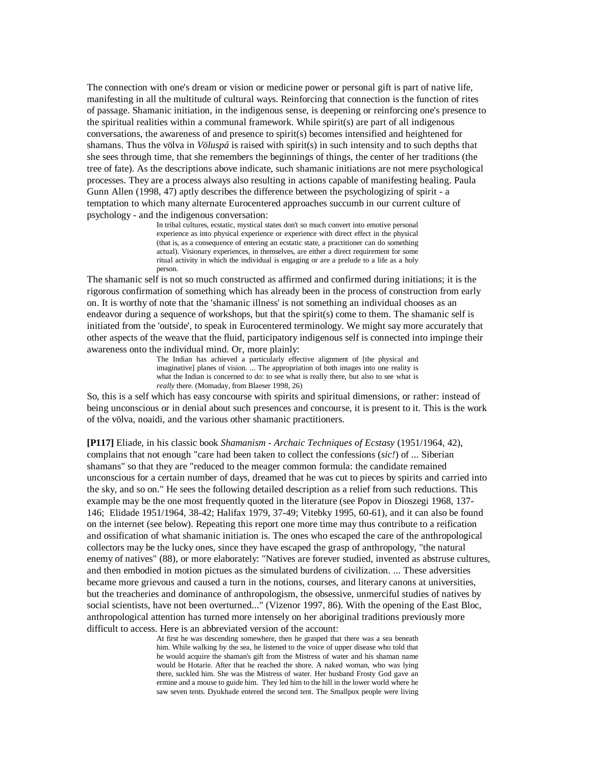The connection with one's dream or vision or medicine power or personal gift is part of native life, manifesting in all the multitude of cultural ways. Reinforcing that connection is the function of rites of passage. Shamanic initiation, in the indigenous sense, is deepening or reinforcing one's presence to the spiritual realities within a communal framework. While spirit(s) are part of all indigenous conversations, the awareness of and presence to spirit(s) becomes intensified and heightened for shamans. Thus the völva in *Völuspá* is raised with spirit(s) in such intensity and to such depths that she sees through time, that she remembers the beginnings of things, the center of her traditions (the tree of fate). As the descriptions above indicate, such shamanic initiations are not mere psychological processes. They are a process always also resulting in actions capable of manifesting healing. Paula Gunn Allen (1998, 47) aptly describes the difference between the psychologizing of spirit - a temptation to which many alternate Eurocentered approaches succumb in our current culture of psychology - and the indigenous conversation:

> In tribal cultures, ecstatic, mystical states don't so much convert into emotive personal experience as into physical experience or experience with direct effect in the physical (that is, as a consequence of entering an ecstatic state, a practitioner can do something actual). Visionary experiences, in themselves, are either a direct requirement for some ritual activity in which the individual is engaging or are a prelude to a life as a holy person.

The shamanic self is not so much constructed as affirmed and confirmed during initiations; it is the rigorous confirmation of something which has already been in the process of construction from early on. It is worthy of note that the 'shamanic illness' is not something an individual chooses as an endeavor during a sequence of workshops, but that the spirit(s) come to them. The shamanic self is initiated from the 'outside', to speak in Eurocentered terminology. We might say more accurately that other aspects of the weave that the fluid, participatory indigenous self is connected into impinge their awareness onto the individual mind. Or, more plainly:

> The Indian has achieved a particularly effective alignment of [the physical and imaginative] planes of vision. ... The appropriation of both images into one reality is what the Indian is concerned to do: to see what is really there, but also to see what is *really* there. (Momaday, from Blaeser 1998, 26)

So, this is a self which has easy concourse with spirits and spiritual dimensions, or rather: instead of being unconscious or in denial about such presences and concourse, it is present to it. This is the work of the völva, noaidi, and the various other shamanic practitioners.

**[P117]** Eliade, in his classic book *Shamanism - Archaic Techniques of Ecstasy* (1951/1964, 42), complains that not enough "care had been taken to collect the confessions (*sic!*) of ... Siberian shamans" so that they are "reduced to the meager common formula: the candidate remained unconscious for a certain number of days, dreamed that he was cut to pieces by spirits and carried into the sky, and so on." He sees the following detailed description as a relief from such reductions. This example may be the one most frequently quoted in the literature (see Popov in Dioszegi 1968, 137-146; Elidade 1951/1964, 38-42; Halifax 1979, 37-49; Vitebky 1995, 60-61), and it can also be found on the internet (see below). Repeating this report one more time may thus contribute to a reification and ossification of what shamanic initiation is. The ones who escaped the care of the anthropological collectors may be the lucky ones, since they have escaped the grasp of anthropology, "the natural enemy of natives" (88), or more elaborately: "Natives are forever studied, invented as abstruse cultures, and then embodied in motion pictues as the simulated burdens of civilization. ... These adversities became more grievous and caused a turn in the notions, courses, and literary canons at universities, but the treacheries and dominance of anthropologism, the obsessive, unmerciful studies of natives by social scientists, have not been overturned..." (Vizenor 1997, 86). With the opening of the East Bloc, anthropological attention has turned more intensely on her aboriginal traditions previously more difficult to access. Here is an abbreviated version of the account:

> At first he was descending somewhere, then he grasped that there was a sea beneath him. While walking by the sea, he listened to the voice of upper disease who told that he would acquire the shaman's gift from the Mistress of water and his shaman name would be Hotarie. After that he reached the shore. A naked woman, who was lying there, suckled him. She was the Mistress of water. Her husband Frosty God gave an ermine and a mouse to guide him. They led him to the hill in the lower world where he saw seven tents. Dyukhade entered the second tent. The Smallpox people were living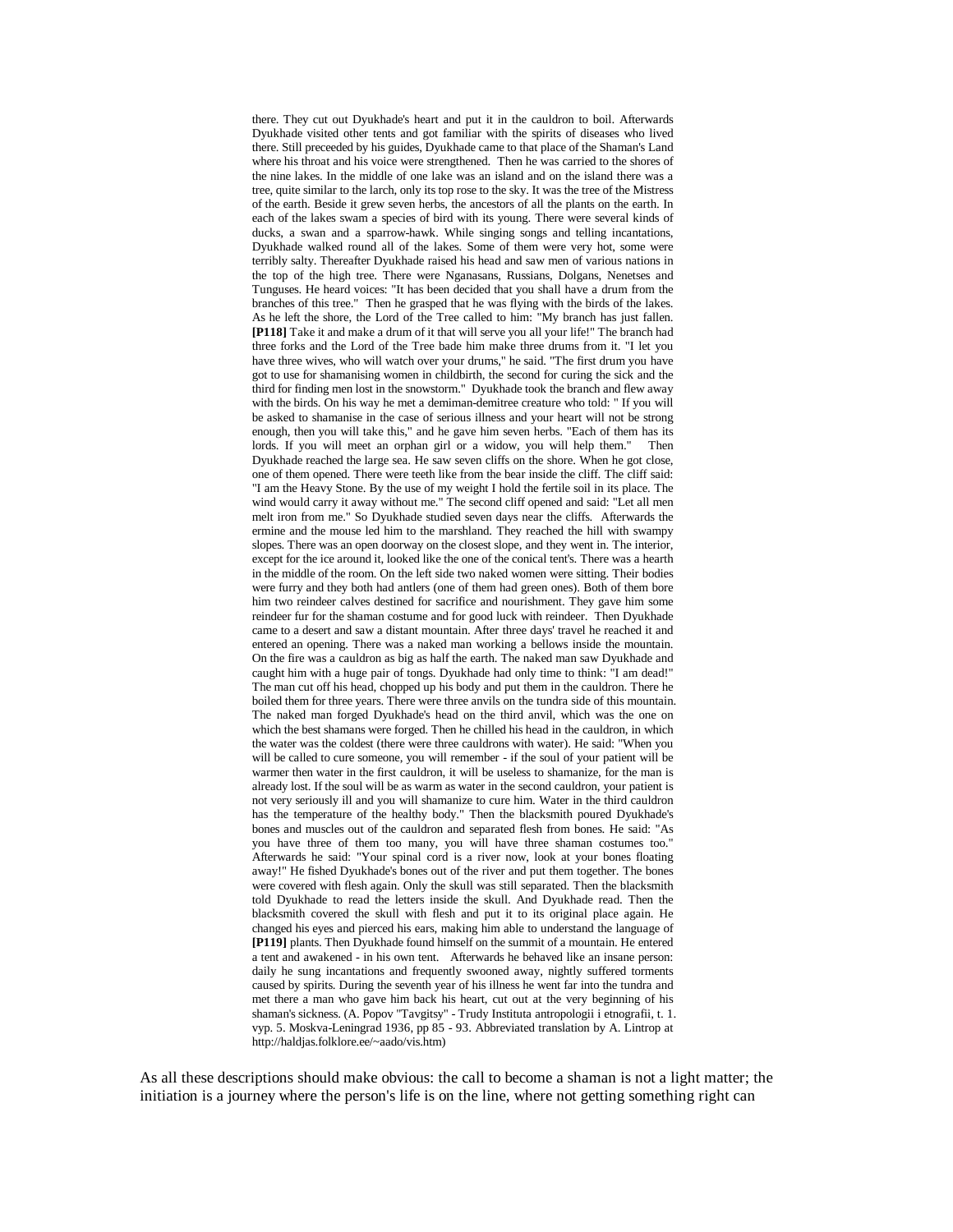there. They cut out Dyukhade's heart and put it in the cauldron to boil. Afterwards Dyukhade visited other tents and got familiar with the spirits of diseases who lived there. Still preceeded by his guides, Dyukhade came to that place of the Shaman's Land where his throat and his voice were strengthened. Then he was carried to the shores of the nine lakes. In the middle of one lake was an island and on the island there was a tree, quite similar to the larch, only its top rose to the sky. It was the tree of the Mistress of the earth. Beside it grew seven herbs, the ancestors of all the plants on the earth. In each of the lakes swam a species of bird with its young. There were several kinds of ducks, a swan and a sparrow-hawk. While singing songs and telling incantations, Dyukhade walked round all of the lakes. Some of them were very hot, some were terribly salty. Thereafter Dyukhade raised his head and saw men of various nations in the top of the high tree. There were Nganasans, Russians, Dolgans, Nenetses and Tunguses. He heard voices: "It has been decided that you shall have a drum from the branches of this tree." Then he grasped that he was flying with the birds of the lakes. As he left the shore, the Lord of the Tree called to him: "My branch has just fallen. **[P118]** Take it and make a drum of it that will serve you all your life!" The branch had three forks and the Lord of the Tree bade him make three drums from it. "I let you have three wives, who will watch over your drums," he said. "The first drum you have got to use for shamanising women in childbirth, the second for curing the sick and the third for finding men lost in the snowstorm." Dyukhade took the branch and flew away with the birds. On his way he met a demiman-demitree creature who told: " If you will be asked to shamanise in the case of serious illness and your heart will not be strong enough, then you will take this," and he gave him seven herbs. "Each of them has its lords. If you will meet an orphan girl or a widow, you will help them." Then Dyukhade reached the large sea. He saw seven cliffs on the shore. When he got close, one of them opened. There were teeth like from the bear inside the cliff. The cliff said: "I am the Heavy Stone. By the use of my weight I hold the fertile soil in its place. The wind would carry it away without me." The second cliff opened and said: "Let all men melt iron from me." So Dyukhade studied seven days near the cliffs. Afterwards the ermine and the mouse led him to the marshland. They reached the hill with swampy slopes. There was an open doorway on the closest slope, and they went in. The interior, except for the ice around it, looked like the one of the conical tent's. There was a hearth in the middle of the room. On the left side two naked women were sitting. Their bodies were furry and they both had antlers (one of them had green ones). Both of them bore him two reindeer calves destined for sacrifice and nourishment. They gave him some reindeer fur for the shaman costume and for good luck with reindeer. Then Dyukhade came to a desert and saw a distant mountain. After three days' travel he reached it and entered an opening. There was a naked man working a bellows inside the mountain. On the fire was a cauldron as big as half the earth. The naked man saw Dyukhade and caught him with a huge pair of tongs. Dyukhade had only time to think: "I am dead!" The man cut off his head, chopped up his body and put them in the cauldron. There he boiled them for three years. There were three anvils on the tundra side of this mountain. The naked man forged Dyukhade's head on the third anvil, which was the one on which the best shamans were forged. Then he chilled his head in the cauldron, in which the water was the coldest (there were three cauldrons with water). He said: "When you will be called to cure someone, you will remember - if the soul of your patient will be warmer then water in the first cauldron, it will be useless to shamanize, for the man is already lost. If the soul will be as warm as water in the second cauldron, your patient is not very seriously ill and you will shamanize to cure him. Water in the third cauldron has the temperature of the healthy body." Then the blacksmith poured Dyukhade's bones and muscles out of the cauldron and separated flesh from bones. He said: "As you have three of them too many, you will have three shaman costumes too." Afterwards he said: "Your spinal cord is a river now, look at your bones floating away!" He fished Dyukhade's bones out of the river and put them together. The bones were covered with flesh again. Only the skull was still separated. Then the blacksmith told Dyukhade to read the letters inside the skull. And Dyukhade read. Then the blacksmith covered the skull with flesh and put it to its original place again. He changed his eyes and pierced his ears, making him able to understand the language of **[P119]** plants. Then Dyukhade found himself on the summit of a mountain. He entered a tent and awakened - in his own tent. Afterwards he behaved like an insane person: daily he sung incantations and frequently swooned away, nightly suffered torments caused by spirits. During the seventh year of his illness he went far into the tundra and met there a man who gave him back his heart, cut out at the very beginning of his shaman's sickness. (A. Popov "Tavgitsy" - Trudy Instituta antropologii i etnografii, t. 1. vyp. 5. Moskva-Leningrad 1936, pp 85 - 93. Abbreviated translation by A. Lintrop at http://haldjas.folklore.ee/~aado/vis.htm)

As all these descriptions should make obvious: the call to become a shaman is not a light matter; the initiation is a journey where the person's life is on the line, where not getting something right can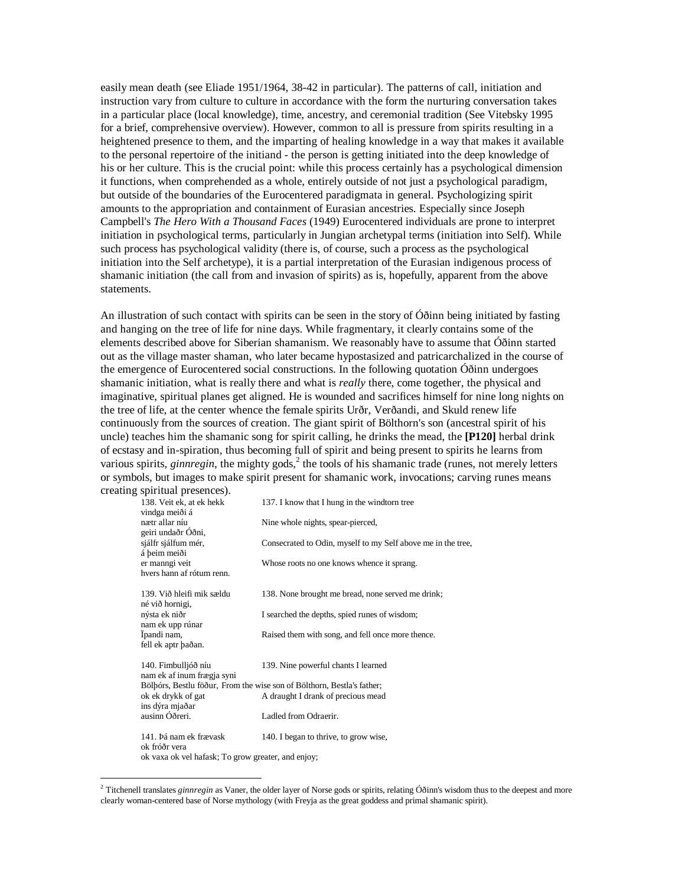easily mean death (see Eliade 1951/1964, 38-42 in particular). The patterns of call, initiation and instruction vary from culture to culture in accordance with the form the nurturing conversation takes in a particular place (local knowledge), time, ancestry, and ceremonial tradition (See Vitebsky 1995 for a brief, comprehensive overview). However, common to all is pressure from spirits resulting in a heightened presence to them, and the imparting of healing knowledge in a way that makes it available to the personal repertoire of the initiand - the person is getting initiated into the deep knowledge of his or her culture. This is the crucial point: while this process certainly has a psychological dimension it functions, when comprehended as a whole, entirely outside of not just a psychological paradigm, but outside of the boundaries of the Eurocentered paradigmata in general. Psychologizing spirit amounts to the appropriation and containment of Eurasian ancestries. Especially since Joseph Campbell's *The Hero With a Thousand Faces* (1949) Eurocentered individuals are prone to interpret initiation in psychological terms, particularly in Jungian archetypal terms (initiation into Self). While such process has psychological validity (there is, of course, such a process as the psychological initiation into the Self archetype), it is a partial interpretation of the Eurasian indigenous process of shamanic initiation (the call from and invasion of spirits) as is, hopefully, apparent from the above statements.

An illustration of such contact with spirits can be seen in the story of Óðinn being initiated by fasting and hanging on the tree of life for nine days. While fragmentary, it clearly contains some of the elements described above for Siberian shamanism. We reasonably have to assume that Óðinn started out as the village master shaman, who later became hypostasized and patricarchalized in the course of the emergence of Eurocentered social constructions. In the following quotation Óðinn undergoes shamanic initiation, what is really there and what is *really* there, come together, the physical and imaginative, spiritual planes get aligned. He is wounded and sacrifices himself for nine long nights on the tree of life, at the center whence the female spirits Urðr, Verðandi, and Skuld renew life continuously from the sources of creation. The giant spirit of Bölthorn's son (ancestral spirit of his uncle) teaches him the shamanic song for spirit calling, he drinks the mead, the **[P120]** herbal drink of ecstasy and in-spiration, thus becoming full of spirit and being present to spirits he learns from various spirits, *ginnregin*, the mighty gods,[2] the tools of his shamanic trade (runes, not merely letters or symbols, but images to make spirit present for shamanic work, invocations; carving runes means creating spiritual presences).

| | |
|---|---|
| 138. Veit ek, at ek hekk vindga meiði á | 137. I know that I hung in the windtorn tree |
| nætr allar níu geiri undaðr Óðni, | Nine whole nights, spear-pierced, |
| sjálfr sjálfum mér, á þeim meiði | Consecrated to Odin, myself to my Self above me in the tree, |
| er manngi veit hvers hann af rótum renn. | Whose roots no one knows whence it sprang. |
| | |
| 139. Við hleifi mik sældu né við hornigi, | 138. None brought me bread, none served me drink; |
| nýsta ek niðr nam ek upp rúnar | I searched the depths, spied runes of wisdom; |
| Ïpandi nam, fell ek aptr þaðan. | Raised them with song, and fell once more thence. |
| | |
| 140. Fimbulljóð níu nam ek af inum frægja syni | 139. Nine powerful chants I learned |
| Bölþórs, Bestlu föður, | From the wise son of Bölthorn, Bestla's father; |
| ok ek drykk of gat ins dýra mjaðar | A draught I drank of precious mead |
| ausinn Óðreri. | Ladled from Odraerir. |
| | |
| 141. Þá nam ek frævask ok fróðr vera | 140. I began to thrive, to grow wise, |
| ok vaxa ok vel hafask; | To grow greater, and enjoy; |

[2] Titchenell translates *ginnregin* as Vaner, the older layer of Norse gods or spirits, relating Óðinn's wisdom thus to the deepest and more clearly woman-centered base of Norse mythology (with Freyja as the great goddess and primal shamanic spirit).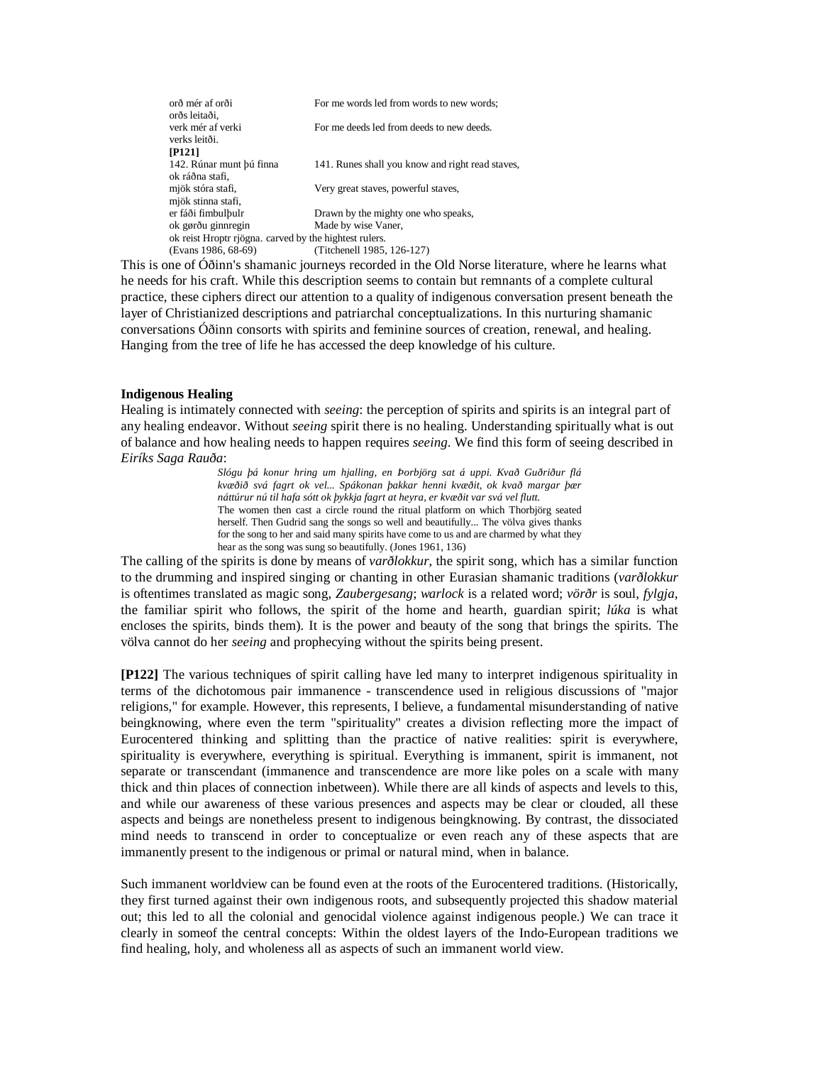| | |
|---|---|
| orð mér af orði orðs leitaði, | For me words led from words to new words; |
| verk mér af verki verks leitði. | For me deeds led from deeds to new deeds. |
| **[P121]** | |
| 142. Rúnar munt þú finna ok ráðna stafi, | 141. Runes shall you know and right read staves, |
| mjök stóra stafi, mjök stinna stafi, | Very great staves, powerful staves, |
| er fáði fimbulþulr | Drawn by the mighty one who speaks, |
| ok gørðu ginnregin | Made by wise Vaner, |
| ok reist Hroptr rjögna. | carved by the hightest rulers. |
| (Evans 1986, 68-69) | (Titchenell 1985, 126-127) |

This is one of Óðinn's shamanic journeys recorded in the Old Norse literature, where he learns what he needs for his craft. While this description seems to contain but remnants of a complete cultural practice, these ciphers direct our attention to a quality of indigenous conversation present beneath the layer of Christianized descriptions and patriarchal conceptualizations. In this nurturing shamanic conversations Óðinn consorts with spirits and feminine sources of creation, renewal, and healing. Hanging from the tree of life he has accessed the deep knowledge of his culture.

**Indigenous Healing**

Healing is intimately connected with *seeing*: the perception of spirits and spirits is an integral part of any healing endeavor. Without *seeing* spirit there is no healing. Understanding spiritually what is out of balance and how healing needs to happen requires *seeing*. We find this form of seeing described in *Eiríks Saga Rauða*:

> *Slógu þá konur hring um hjalling, en Þorbjörg sat á uppi. Kvað Guðriður flá kvæðið svá fagrt ok vel... Spákonan þakkar henni kvæðit, ok kvað margar þær náttúrur nú til hafa sótt ok þykkja fagrt at heyra, er kvæðit var svá vel flutt.*
> The women then cast a circle round the ritual platform on which Thorbjörg seated herself. Then Gudrid sang the songs so well and beautifully... The völva gives thanks for the song to her and said many spirits have come to us and are charmed by what they hear as the song was sung so beautifully. (Jones 1961, 136)

The calling of the spirits is done by means of *varðlokkur*, the spirit song, which has a similar function to the drumming and inspired singing or chanting in other Eurasian shamanic traditions (*varðlokkur* is oftentimes translated as magic song, *Zaubergesang*; *warlock* is a related word; *vörðr* is soul, *fylgja*, the familiar spirit who follows, the spirit of the home and hearth, guardian spirit; *lúka* is what encloses the spirits, binds them). It is the power and beauty of the song that brings the spirits. The völva cannot do her *seeing* and prophecying without the spirits being present.

**[P122]** The various techniques of spirit calling have led many to interpret indigenous spirituality in terms of the dichotomous pair immanence - transcendence used in religious discussions of "major religions," for example. However, this represents, I believe, a fundamental misunderstanding of native beingknowing, where even the term "spirituality" creates a division reflecting more the impact of Eurocentered thinking and splitting than the practice of native realities: spirit is everywhere, spirituality is everywhere, everything is spiritual. Everything is immanent, spirit is immanent, not separate or transcendant (immanence and transcendence are more like poles on a scale with many thick and thin places of connection inbetween). While there are all kinds of aspects and levels to this, and while our awareness of these various presences and aspects may be clear or clouded, all these aspects and beings are nonetheless present to indigenous beingknowing. By contrast, the dissociated mind needs to transcend in order to conceptualize or even reach any of these aspects that are immanently present to the indigenous or primal or natural mind, when in balance.

Such immanent worldview can be found even at the roots of the Eurocentered traditions. (Historically, they first turned against their own indigenous roots, and subsequently projected this shadow material out; this led to all the colonial and genocidal violence against indigenous people.) We can trace it clearly in someof the central concepts: Within the oldest layers of the Indo-European traditions we find healing, holy, and wholeness all as aspects of such an immanent world view.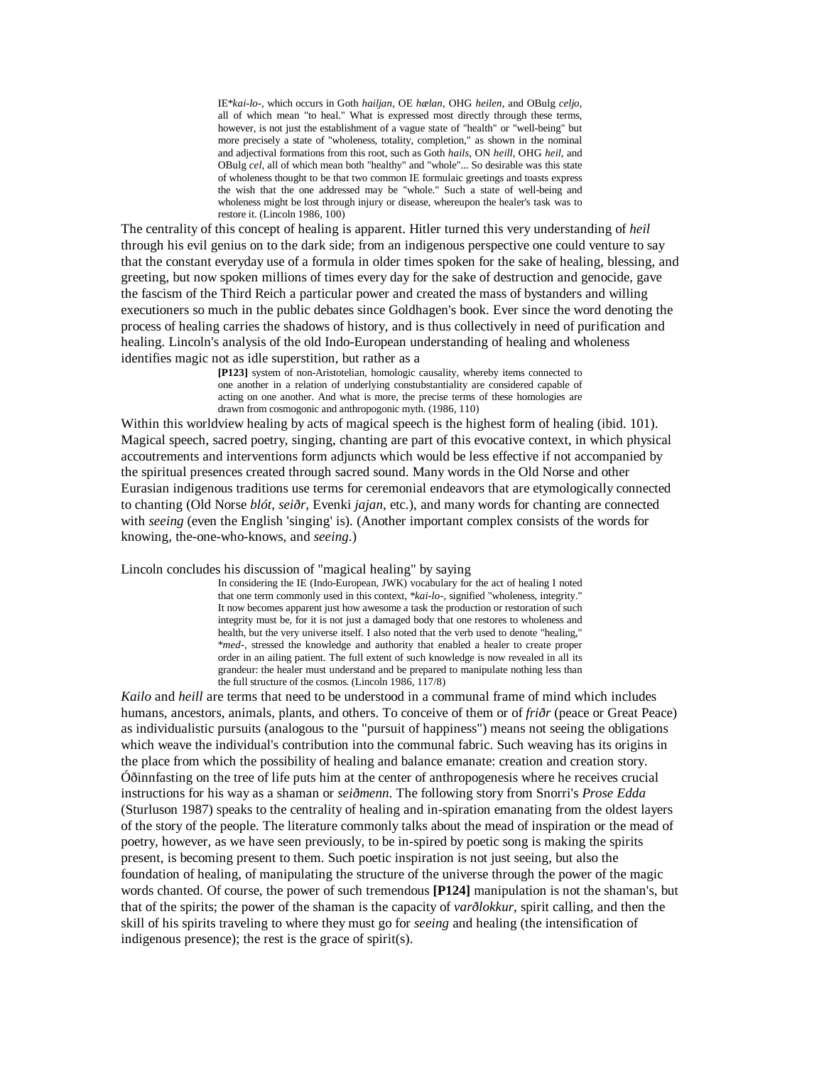> IE**kai-lo-*, which occurs in Goth *hailjan*, OE *hælan*, OHG *heilen*, and OBulg *celjo*, all of which mean "to heal." What is expressed most directly through these terms, however, is not just the establishment of a vague state of "health" or "well-being" but more precisely a state of "wholeness, totality, completion," as shown in the nominal and adjectival formations from this root, such as Goth *hails*, ON *heill*, OHG *heil*, and OBulg *cel*, all of which mean both "healthy" and "whole"... So desirable was this state of wholeness thought to be that two common IE formulaic greetings and toasts express the wish that the one addressed may be "whole." Such a state of well-being and wholeness might be lost through injury or disease, whereupon the healer's task was to restore it. (Lincoln 1986, 100)

The centrality of this concept of healing is apparent. Hitler turned this very understanding of *heil* through his evil genius on to the dark side; from an indigenous perspective one could venture to say that the constant everyday use of a formula in older times spoken for the sake of healing, blessing, and greeting, but now spoken millions of times every day for the sake of destruction and genocide, gave the fascism of the Third Reich a particular power and created the mass of bystanders and willing executioners so much in the public debates since Goldhagen's book. Ever since the word denoting the process of healing carries the shadows of history, and is thus collectively in need of purification and healing. Lincoln's analysis of the old Indo-European understanding of healing and wholeness identifies magic not as idle superstition, but rather as a

> **[P123]** system of non-Aristotelian, homologic causality, whereby items connected to one another in a relation of underlying constubstantiality are considered capable of acting on one another. And what is more, the precise terms of these homologies are drawn from cosmogonic and anthropogonic myth. (1986, 110)

Within this worldview healing by acts of magical speech is the highest form of healing (ibid. 101). Magical speech, sacred poetry, singing, chanting are part of this evocative context, in which physical accoutrements and interventions form adjuncts which would be less effective if not accompanied by the spiritual presences created through sacred sound. Many words in the Old Norse and other Eurasian indigenous traditions use terms for ceremonial endeavors that are etymologically connected to chanting (Old Norse *blót*, *seiðr*, Evenki *jajan*, etc.), and many words for chanting are connected with *seeing* (even the English 'singing' is). (Another important complex consists of the words for knowing, the-one-who-knows, and *seeing*.)

Lincoln concludes his discussion of "magical healing" by saying

> In considering the IE (Indo-European, JWK) vocabulary for the act of healing I noted that one term commonly used in this context, **kai-lo-*, signified "wholeness, integrity." It now becomes apparent just how awesome a task the production or restoration of such integrity must be, for it is not just a damaged body that one restores to wholeness and health, but the very universe itself. I also noted that the verb used to denote "healing," **med-*, stressed the knowledge and authority that enabled a healer to create proper order in an ailing patient. The full extent of such knowledge is now revealed in all its grandeur: the healer must understand and be prepared to manipulate nothing less than the full structure of the cosmos. (Lincoln 1986, 117/8)

*Kailo* and *heill* are terms that need to be understood in a communal frame of mind which includes humans, ancestors, animals, plants, and others. To conceive of them or of *friðr* (peace or Great Peace) as individualistic pursuits (analogous to the "pursuit of happiness") means not seeing the obligations which weave the individual's contribution into the communal fabric. Such weaving has its origins in the place from which the possibility of healing and balance emanate: creation and creation story. Óðinnfasting on the tree of life puts him at the center of anthropogenesis where he receives crucial instructions for his way as a shaman or *seiðmenn*. The following story from Snorri's *Prose Edda* (Sturluson 1987) speaks to the centrality of healing and in-spiration emanating from the oldest layers of the story of the people. The literature commonly talks about the mead of inspiration or the mead of poetry, however, as we have seen previously, to be in-spired by poetic song is making the spirits present, is becoming present to them. Such poetic inspiration is not just seeing, but also the foundation of healing, of manipulating the structure of the universe through the power of the magic words chanted. Of course, the power of such tremendous **[P124]** manipulation is not the shaman's, but that of the spirits; the power of the shaman is the capacity of *varðlokkur*, spirit calling, and then the skill of his spirits traveling to where they must go for *seeing* and healing (the intensification of indigenous presence); the rest is the grace of spirit(s).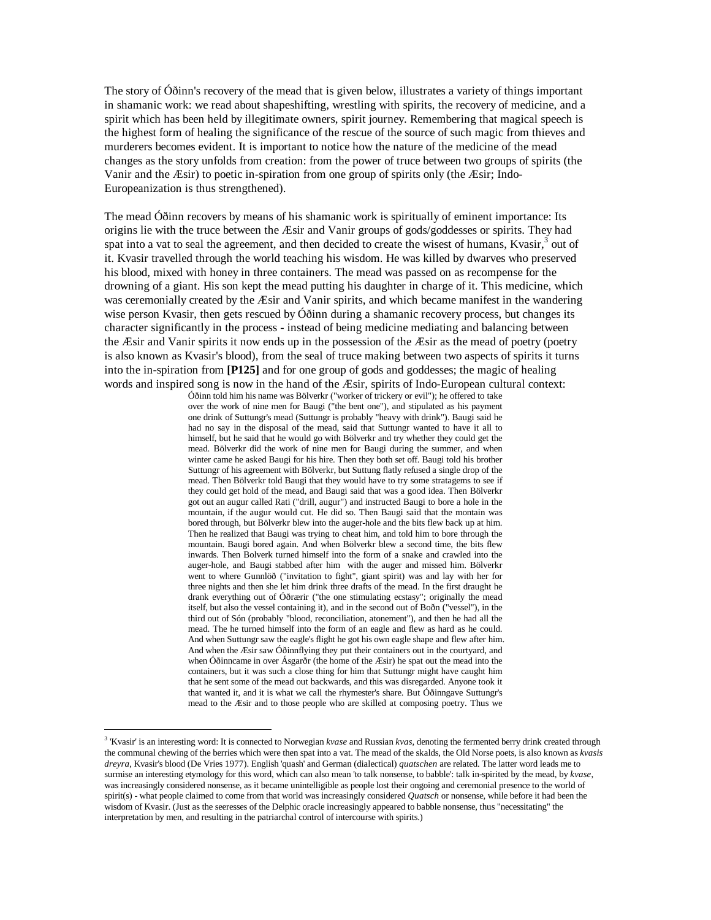The story of Óðinn's recovery of the mead that is given below, illustrates a variety of things important in shamanic work: we read about shapeshifting, wrestling with spirits, the recovery of medicine, and a spirit which has been held by illegitimate owners, spirit journey. Remembering that magical speech is the highest form of healing the significance of the rescue of the source of such magic from thieves and murderers becomes evident. It is important to notice how the nature of the medicine of the mead changes as the story unfolds from creation: from the power of truce between two groups of spirits (the Vanir and the Æsir) to poetic in-spiration from one group of spirits only (the Æsir; Indo-Europeanization is thus strengthened).

The mead Óðinn recovers by means of his shamanic work is spiritually of eminent importance: Its origins lie with the truce between the Æsir and Vanir groups of gods/goddesses or spirits. They had spat into a vat to seal the agreement, and then decided to create the wisest of humans, Kvasir,[3] out of it. Kvasir travelled through the world teaching his wisdom. He was killed by dwarves who preserved his blood, mixed with honey in three containers. The mead was passed on as recompense for the drowning of a giant. His son kept the mead putting his daughter in charge of it. This medicine, which was ceremonially created by the Æsir and Vanir spirits, and which became manifest in the wandering wise person Kvasir, then gets rescued by Óðinn during a shamanic recovery process, but changes its character significantly in the process - instead of being medicine mediating and balancing between the Æsir and Vanir spirits it now ends up in the possession of the Æsir as the mead of poetry (poetry is also known as Kvasir's blood), from the seal of truce making between two aspects of spirits it turns into the in-spiration from **[P125]** and for one group of gods and goddesses; the magic of healing words and inspired song is now in the hand of the Æsir, spirits of Indo-European cultural context:

> Óðinn told him his name was Bölverkr ("worker of trickery or evil"); he offered to take over the work of nine men for Baugi ("the bent one"), and stipulated as his payment one drink of Suttungr's mead (Suttungr is probably "heavy with drink"). Baugi said he had no say in the disposal of the mead, said that Suttungr wanted to have it all to himself, but he said that he would go with Bölverkr and try whether they could get the mead. Bölverkr did the work of nine men for Baugi during the summer, and when winter came he asked Baugi for his hire. Then they both set off. Baugi told his brother Suttungr of his agreement with Bölverkr, but Suttung flatly refused a single drop of the mead. Then Bölverkr told Baugi that they would have to try some stratagems to see if they could get hold of the mead, and Baugi said that was a good idea. Then Bölverkr got out an augur called Rati ("drill, augur") and instructed Baugi to bore a hole in the mountain, if the augur would cut. He did so. Then Baugi said that the montain was bored through, but Bölverkr blew into the auger-hole and the bits flew back up at him. Then he realized that Baugi was trying to cheat him, and told him to bore through the mountain. Baugi bored again. And when Bölverkr blew a second time, the bits flew inwards. Then Bolverk turned himself into the form of a snake and crawled into the auger-hole, and Baugi stabbed after him with the auger and missed him. Bölverkr went to where Gunnlöð ("invitation to fight", giant spirit) was and lay with her for three nights and then she let him drink three drafts of the mead. In the first draught he drank everything out of Óðrærir ("the one stimulating ecstasy"; originally the mead itself, but also the vessel containing it), and in the second out of Boðn ("vessel"), in the third out of Són (probably "blood, reconciliation, atonement"), and then he had all the mead. The he turned himself into the form of an eagle and flew as hard as he could. And when Suttungr saw the eagle's flight he got his own eagle shape and flew after him. And when the Æsir saw Óðinnflying they put their containers out in the courtyard, and when Óðinncame in over Ásgarðr (the home of the Æsir) he spat out the mead into the containers, but it was such a close thing for him that Suttungr might have caught him that he sent some of the mead out backwards, and this was disregarded. Anyone took it that wanted it, and it is what we call the rhymester's share. But Óðinngave Suttungr's mead to the Æsir and to those people who are skilled at composing poetry. Thus we

---

[3] 'Kvasir' is an interesting word: It is connected to Norwegian *kvase* and Russian *kvas*, denoting the fermented berry drink created through the communal chewing of the berries which were then spat into a vat. The mead of the skalds, the Old Norse poets, is also known as *kvasis dreyra*, Kvasir's blood (De Vries 1977). English 'quash' and German (dialectical) *quatschen* are related. The latter word leads me to surmise an interesting etymology for this word, which can also mean 'to talk nonsense, to babble': talk in-spirited by the mead, by *kvase*, was increasingly considered nonsense, as it became unintelligible as people lost their ongoing and ceremonial presence to the world of spirit(s) - what people claimed to come from that world was increasingly considered *Quatsch* or nonsense, while before it had been the wisdom of Kvasir. (Just as the seeresses of the Delphic oracle increasingly appeared to babble nonsense, thus "necessitating" the interpretation by men, and resulting in the patriarchal control of intercourse with spirits.)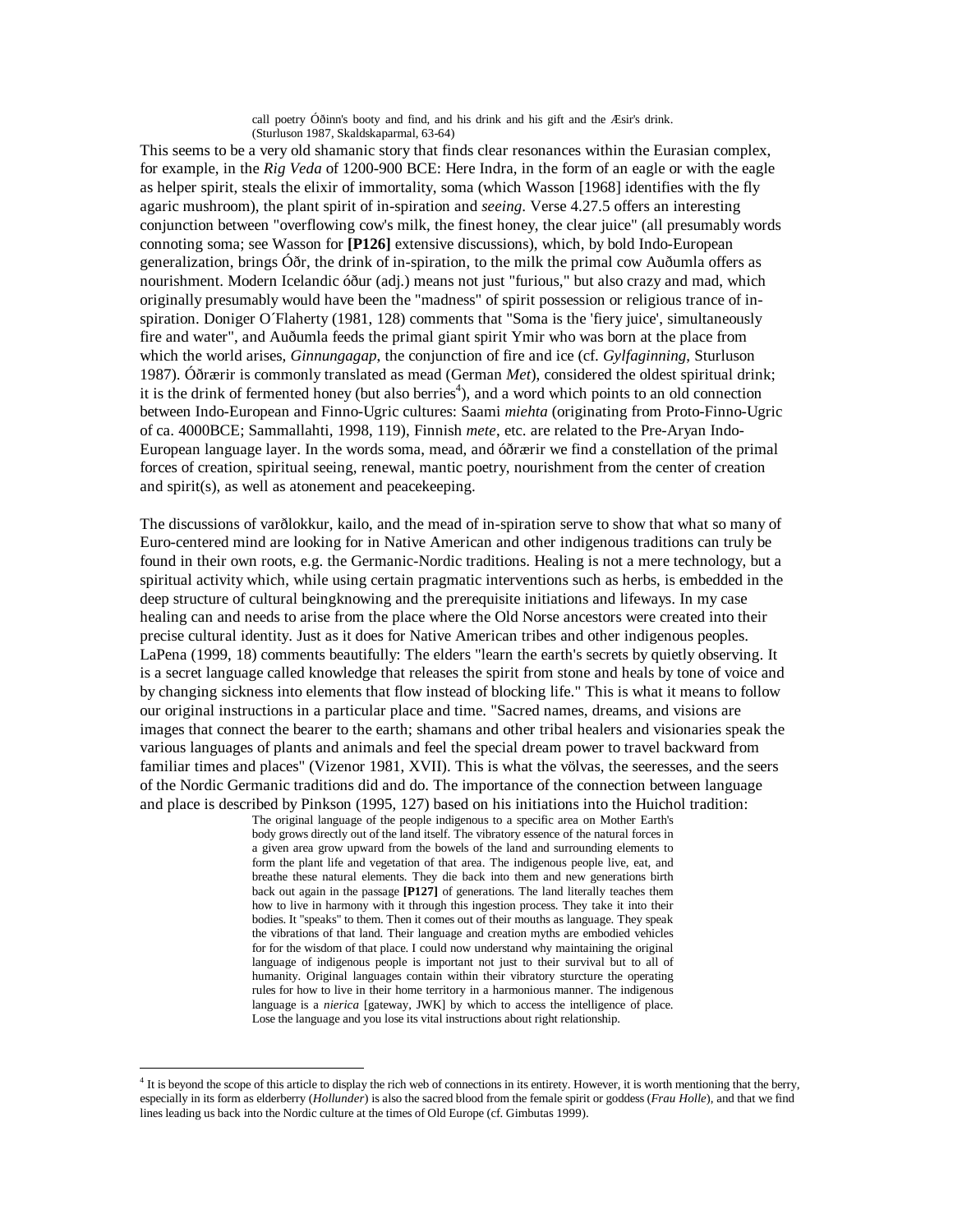> call poetry Óðinn's booty and find, and his drink and his gift and the Æsir's drink. (Sturluson 1987, Skaldskaparmal, 63-64)

This seems to be a very old shamanic story that finds clear resonances within the Eurasian complex, for example, in the *Rig Veda* of 1200-900 BCE: Here Indra, in the form of an eagle or with the eagle as helper spirit, steals the elixir of immortality, soma (which Wasson [1968] identifies with the fly agaric mushroom), the plant spirit of in-spiration and *seeing*. Verse 4.27.5 offers an interesting conjunction between "overflowing cow's milk, the finest honey, the clear juice" (all presumably words connoting soma; see Wasson for **[P126]** extensive discussions), which, by bold Indo-European generalization, brings Óðr, the drink of in-spiration, to the milk the primal cow Auðumla offers as nourishment. Modern Icelandic *óður* (adj.) means not just "furious," but also crazy and mad, which originally presumably would have been the "madness" of spirit possession or religious trance of in-spiration. Doniger O´Flaherty (1981, 128) comments that "Soma is the 'fiery juice', simultaneously fire and water", and Auðumla feeds the primal giant spirit Ymir who was born at the place from which the world arises, *Ginnungagap*, the conjunction of fire and ice (cf. *Gylfaginning*, Sturluson 1987). Óðrærir is commonly translated as mead (German *Met*), considered the oldest spiritual drink; it is the drink of fermented honey (but also berries[4]), and a word which points to an old connection between Indo-European and Finno-Ugric cultures: Saami *miehta* (originating from Proto-Finno-Ugric of ca. 4000BCE; Sammallahti, 1998, 119), Finnish *mete*, etc. are related to the Pre-Aryan Indo-European language layer. In the words soma, mead, and óðrærir we find a constellation of the primal forces of creation, spiritual seeing, renewal, mantic poetry, nourishment from the center of creation and spirit(s), as well as atonement and peacekeeping.

The discussions of varðlokkur, kailo, and the mead of in-spiration serve to show that what so many of Euro-centered mind are looking for in Native American and other indigenous traditions can truly be found in their own roots, e.g. the Germanic-Nordic traditions. Healing is not a mere technology, but a spiritual activity which, while using certain pragmatic interventions such as herbs, is embedded in the deep structure of cultural beingknowing and the prerequisite initiations and lifeways. In my case healing can and needs to arise from the place where the Old Norse ancestors were created into their precise cultural identity. Just as it does for Native American tribes and other indigenous peoples. LaPena (1999, 18) comments beautifully: The elders "learn the earth's secrets by quietly observing. It is a secret language called knowledge that releases the spirit from stone and heals by tone of voice and by changing sickness into elements that flow instead of blocking life." This is what it means to follow our original instructions in a particular place and time. "Sacred names, dreams, and visions are images that connect the bearer to the earth; shamans and other tribal healers and visionaries speak the various languages of plants and animals and feel the special dream power to travel backward from familiar times and places" (Vizenor 1981, XVII). This is what the völvas, the seeresses, and the seers of the Nordic Germanic traditions did and do. The importance of the connection between language and place is described by Pinkson (1995, 127) based on his initiations into the Huichol tradition:

> The original language of the people indigenous to a specific area on Mother Earth's body grows directly out of the land itself. The vibratory essence of the natural forces in a given area grow upward from the bowels of the land and surrounding elements to form the plant life and vegetation of that area. The indigenous people live, eat, and breathe these natural elements. They die back into them and new generations birth back out again in the passage **[P127]** of generations. The land literally teaches them how to live in harmony with it through this ingestion process. They take it into their bodies. It "speaks" to them. Then it comes out of their mouths as language. They speak the vibrations of that land. Their language and creation myths are embodied vehicles for for the wisdom of that place. I could now understand why maintaining the original language of indigenous people is important not just to their survival but to all of humanity. Original languages contain within their vibratory sturcture the operating rules for how to live in their home territory in a harmonious manner. The indigenous language is a *nierica* [gateway, JWK] by which to access the intelligence of place. Lose the language and you lose its vital instructions about right relationship.

---

[4] It is beyond the scope of this article to display the rich web of connections in its entirety. However, it is worth mentioning that the berry, especially in its form as elderberry (*Hollunder*) is also the sacred blood from the female spirit or goddess (*Frau Holle*), and that we find lines leading us back into the Nordic culture at the times of Old Europe (cf. Gimbutas 1999).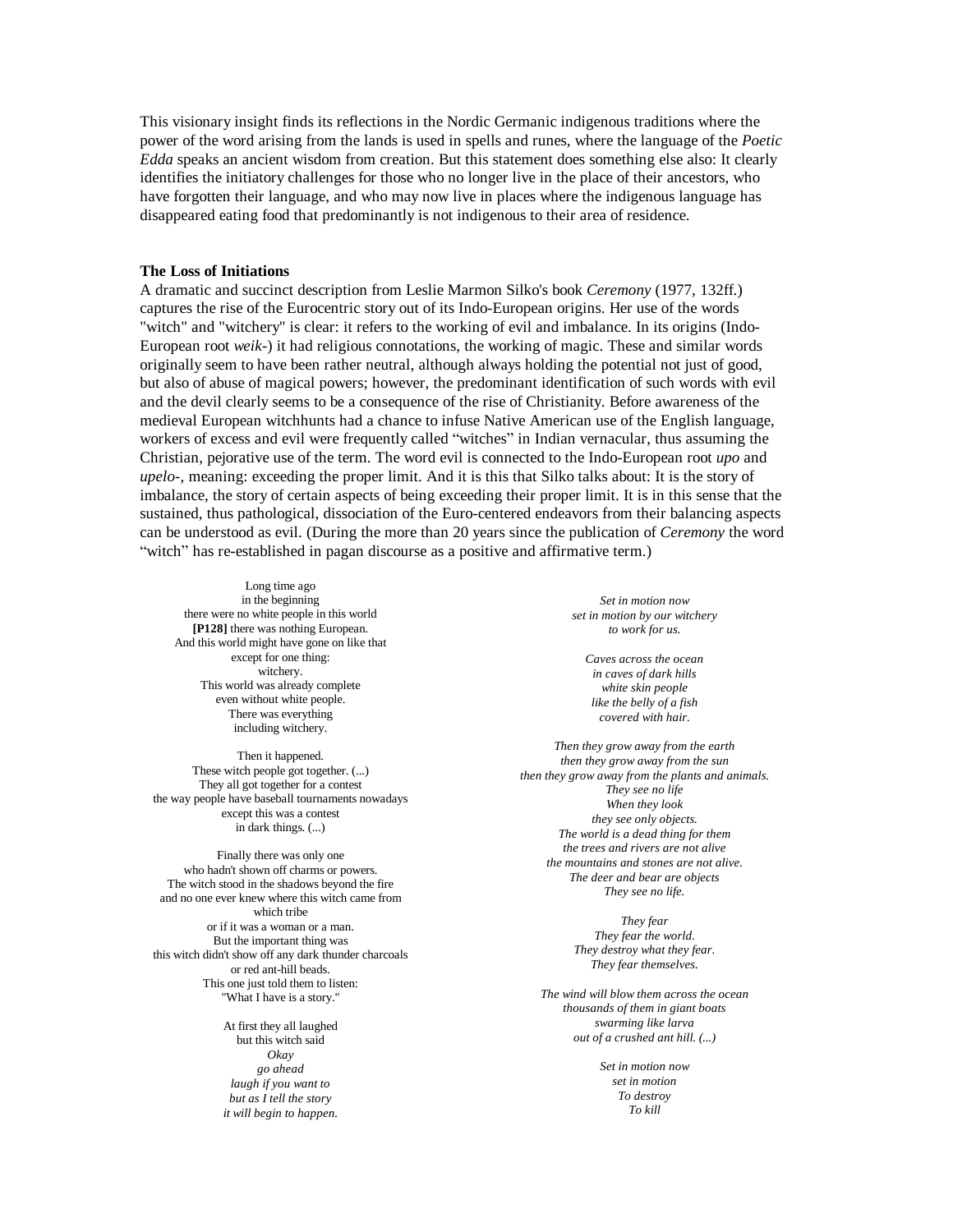This visionary insight finds its reflections in the Nordic Germanic indigenous traditions where the power of the word arising from the lands is used in spells and runes, where the language of the *Poetic Edda* speaks an ancient wisdom from creation. But this statement does something else also: It clearly identifies the initiatory challenges for those who no longer live in the place of their ancestors, who have forgotten their language, and who may now live in places where the indigenous language has disappeared eating food that predominantly is not indigenous to their area of residence.

**The Loss of Initiations**

A dramatic and succinct description from Leslie Marmon Silko's book *Ceremony* (1977, 132ff.) captures the rise of the Eurocentric story out of its Indo-European origins. Her use of the words "witch" and "witchery" is clear: it refers to the working of evil and imbalance. In its origins (Indo-European root *weik-*) it had religious connotations, the working of magic. These and similar words originally seem to have been rather neutral, although always holding the potential not just of good, but also of abuse of magical powers; however, the predominant identification of such words with evil and the devil clearly seems to be a consequence of the rise of Christianity. Before awareness of the medieval European witchhunts had a chance to infuse Native American use of the English language, workers of excess and evil were frequently called "witches" in Indian vernacular, thus assuming the Christian, pejorative use of the term. The word evil is connected to the Indo-European root *upo* and *upelo-*, meaning: exceeding the proper limit. And it is this that Silko talks about: It is the story of imbalance, the story of certain aspects of being exceeding their proper limit. It is in this sense that the sustained, thus pathological, dissociation of the Euro-centered endeavors from their balancing aspects can be understood as evil. (During the more than 20 years since the publication of *Ceremony* the word "witch" has re-established in pagan discourse as a positive and affirmative term.)

Long time ago
in the beginning
there were no white people in this world
**[P128]** there was nothing European.
And this world might have gone on like that
except for one thing:
witchery.
This world was already complete
even without white people.
There was everything
including witchery.

Then it happened.
These witch people got together. (...)
They all got together for a contest
the way people have baseball tournaments nowadays
except this was a contest
in dark things. (...)

Finally there was only one
who hadn't shown off charms or powers.
The witch stood in the shadows beyond the fire
and no one ever knew where this witch came from
which tribe
or if it was a woman or a man.
But the important thing was
this witch didn't show off any dark thunder charcoals
or red ant-hill beads.
This one just told them to listen:
"What I have is a story."

At first they all laughed
but this witch said
*Okay*
*go ahead*
*laugh if you want to*
*but as I tell the story*
*it will begin to happen.*

*Set in motion now*
*set in motion by our witchery*
*to work for us.*

*Caves across the ocean*
*in caves of dark hills*
*white skin people*
*like the belly of a fish*
*covered with hair.*

*Then they grow away from the earth*
*then they grow away from the sun*
*then they grow away from the plants and animals.*
*They see no life*
*When they look*
*they see only objects.*
*The world is a dead thing for them*
*the trees and rivers are not alive*
*the mountains and stones are not alive.*
*The deer and bear are objects*
*They see no life.*

*They fear*
*They fear the world.*
*They destroy what they fear.*
*They fear themselves.*

*The wind will blow them across the ocean*
*thousands of them in giant boats*
*swarming like larva*
*out of a crushed ant hill. (...)*

*Set in motion now*
*set in motion*
*To destroy*
*To kill*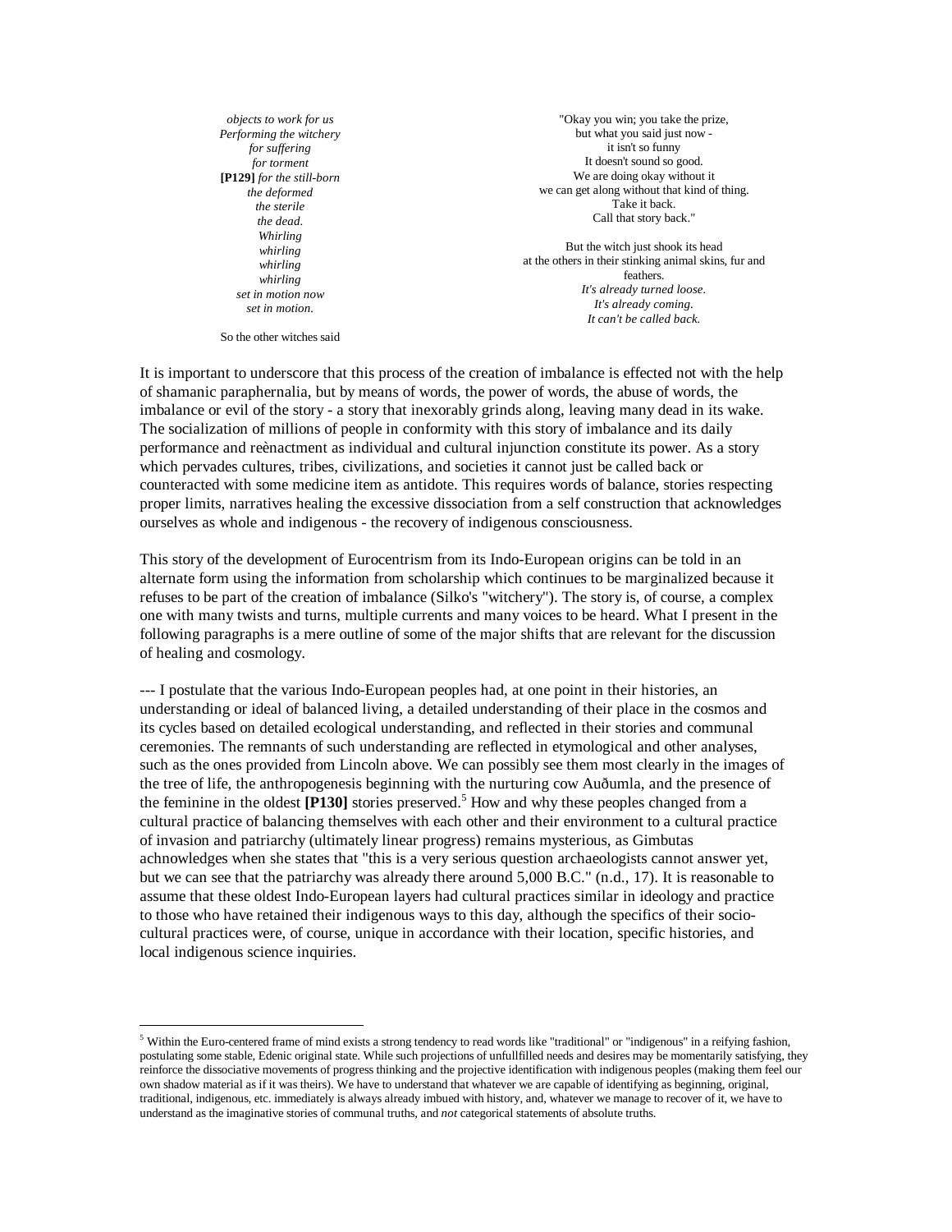*objects to work for us*
*Performing the witchery*
*for suffering*
*for torment*
**[P129]** *for the still-born*
*the deformed*
*the sterile*
*the dead.*
*Whirling*
*whirling*
*whirling*
*whirling*
*set in motion now*
*set in motion.*

So the other witches said

"Okay you win; you take the prize,
but what you said just now -
it isn't so funny
It doesn't sound so good.
We are doing okay without it
we can get along without that kind of thing.
Take it back.
Call that story back."

But the witch just shook its head
at the others in their stinking animal skins, fur and feathers.
*It's already turned loose.*
*It's already coming.*
*It can't be called back.*

It is important to underscore that this process of the creation of imbalance is effected not with the help of shamanic paraphernalia, but by means of words, the power of words, the abuse of words, the imbalance or evil of the story - a story that inexorably grinds along, leaving many dead in its wake. The socialization of millions of people in conformity with this story of imbalance and its daily performance and reènactment as individual and cultural injunction constitute its power. As a story which pervades cultures, tribes, civilizations, and societies it cannot just be called back or counteracted with some medicine item as antidote. This requires words of balance, stories respecting proper limits, narratives healing the excessive dissociation from a self construction that acknowledges ourselves as whole and indigenous - the recovery of indigenous consciousness.

This story of the development of Eurocentrism from its Indo-European origins can be told in an alternate form using the information from scholarship which continues to be marginalized because it refuses to be part of the creation of imbalance (Silko's "witchery"). The story is, of course, a complex one with many twists and turns, multiple currents and many voices to be heard. What I present in the following paragraphs is a mere outline of some of the major shifts that are relevant for the discussion of healing and cosmology.

--- I postulate that the various Indo-European peoples had, at one point in their histories, an understanding or ideal of balanced living, a detailed understanding of their place in the cosmos and its cycles based on detailed ecological understanding, and reflected in their stories and communal ceremonies. The remnants of such understanding are reflected in etymological and other analyses, such as the ones provided from Lincoln above. We can possibly see them most clearly in the images of the tree of life, the anthropogenesis beginning with the nurturing cow Auðumla, and the presence of the feminine in the oldest **[P130]** stories preserved.[5] How and why these peoples changed from a cultural practice of balancing themselves with each other and their environment to a cultural practice of invasion and patriarchy (ultimately linear progress) remains mysterious, as Gimbutas achnowledges when she states that "this is a very serious question archaeologists cannot answer yet, but we can see that the patriarchy was already there around 5,000 B.C." (n.d., 17). It is reasonable to assume that these oldest Indo-European layers had cultural practices similar in ideology and practice to those who have retained their indigenous ways to this day, although the specifics of their socio-cultural practices were, of course, unique in accordance with their location, specific histories, and local indigenous science inquiries.

[5] Within the Euro-centered frame of mind exists a strong tendency to read words like "traditional" or "indigenous" in a reifying fashion, postulating some stable, Edenic original state. While such projections of unfullfilled needs and desires may be momentarily satisfying, they reinforce the dissociative movements of progress thinking and the projective identification with indigenous peoples (making them feel our own shadow material as if it was theirs). We have to understand that whatever we are capable of identifying as beginning, original, traditional, indigenous, etc. immediately is always already imbued with history, and, whatever we manage to recover of it, we have to understand as the imaginative stories of communal truths, and *not* categorical statements of absolute truths.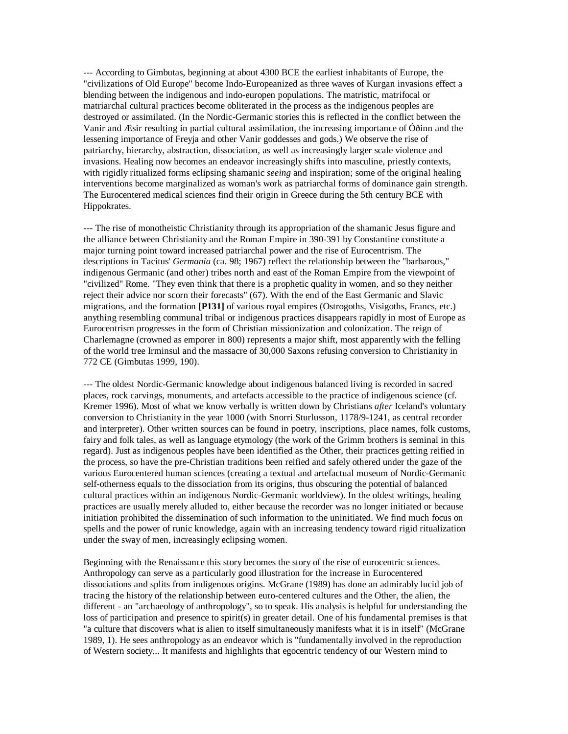--- According to Gimbutas, beginning at about 4300 BCE the earliest inhabitants of Europe, the "civilizations of Old Europe" become Indo-Europeanized as three waves of Kurgan invasions effect a blending between the indigenous and indo-europen populations. The matristic, matrifocal or matriarchal cultural practices become obliterated in the process as the indigenous peoples are destroyed or assimilated. (In the Nordic-Germanic stories this is reflected in the conflict between the Vanir and Æsir resulting in partial cultural assimilation, the increasing importance of Óðinn and the lessening importance of Freyja and other Vanir goddesses and gods.) We observe the rise of patriarchy, hierarchy, abstraction, dissociation, as well as increasingly larger scale violence and invasions. Healing now becomes an endeavor increasingly shifts into masculine, priestly contexts, with rigidly ritualized forms eclipsing shamanic *seeing* and inspiration; some of the original healing interventions become marginalized as woman's work as patriarchal forms of dominance gain strength. The Eurocentered medical sciences find their origin in Greece during the 5th century BCE with Hippokrates.

--- The rise of monotheistic Christianity through its appropriation of the shamanic Jesus figure and the alliance between Christianity and the Roman Empire in 390-391 by Constantine constitute a major turning point toward increased patriarchal power and the rise of Eurocentrism. The descriptions in Tacitus' *Germania* (ca. 98; 1967) reflect the relationship between the "barbarous," indigenous Germanic (and other) tribes north and east of the Roman Empire from the viewpoint of "civilized" Rome. "They even think that there is a prophetic quality in women, and so they neither reject their advice nor scorn their forecasts" (67). With the end of the East Germanic and Slavic migrations, and the formation **[P131]** of various royal empires (Ostrogoths, Visigoths, Francs, etc.) anything resembling communal tribal or indigenous practices disappears rapidly in most of Europe as Eurocentrism progresses in the form of Christian missionization and colonization. The reign of Charlemagne (crowned as emporer in 800) represents a major shift, most apparently with the felling of the world tree Irminsul and the massacre of 30,000 Saxons refusing conversion to Christianity in 772 CE (Gimbutas 1999, 190).

--- The oldest Nordic-Germanic knowledge about indigenous balanced living is recorded in sacred places, rock carvings, monuments, and artefacts accessible to the practice of indigenous science (cf. Kremer 1996). Most of what we know verbally is written down by Christians *after* Iceland's voluntary conversion to Christianity in the year 1000 (with Snorri Sturlusson, 1178/9-1241, as central recorder and interpreter). Other written sources can be found in poetry, inscriptions, place names, folk customs, fairy and folk tales, as well as language etymology (the work of the Grimm brothers is seminal in this regard). Just as indigenous peoples have been identified as the Other, their practices getting reified in the process, so have the pre-Christian traditions been reified and safely othered under the gaze of the various Eurocentered human sciences (creating a textual and artefactual museum of Nordic-Germanic self-otherness equals to the dissociation from its origins, thus obscuring the potential of balanced cultural practices within an indigenous Nordic-Germanic worldview). In the oldest writings, healing practices are usually merely alluded to, either because the recorder was no longer initiated or because initiation prohibited the dissemination of such information to the uninitiated. We find much focus on spells and the power of runic knowledge, again with an increasing tendency toward rigid ritualization under the sway of men, increasingly eclipsing women.

Beginning with the Renaissance this story becomes the story of the rise of eurocentric sciences. Anthropology can serve as a particularly good illustration for the increase in Eurocentered dissociations and splits from indigenous origins. McGrane (1989) has done an admirably lucid job of tracing the history of the relationship between euro-centered cultures and the Other, the alien, the different - an "archaeology of anthropology", so to speak. His analysis is helpful for understanding the loss of participation and presence to spirit(s) in greater detail. One of his fundamental premises is that "a culture that discovers what is alien to itself simultaneously manifests what it is in itself" (McGrane 1989, 1). He sees anthropology as an endeavor which is "fundamentally involved in the reproduction of Western society... It manifests and highlights that egocentric tendency of our Western mind to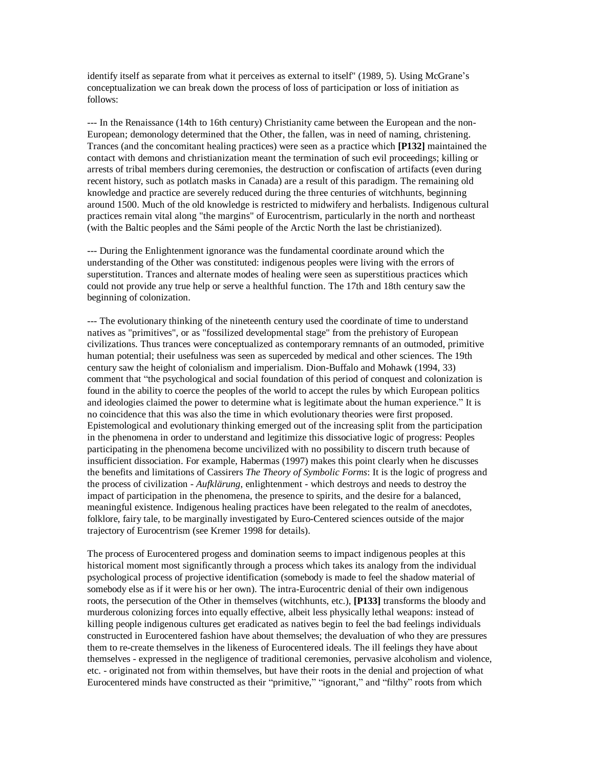identify itself as separate from what it perceives as external to itself" (1989, 5). Using McGrane's conceptualization we can break down the process of loss of participation or loss of initiation as follows:

--- In the Renaissance (14th to 16th century) Christianity came between the European and the non-European; demonology determined that the Other, the fallen, was in need of naming, christening. Trances (and the concomitant healing practices) were seen as a practice which **[P132]** maintained the contact with demons and christianization meant the termination of such evil proceedings; killing or arrests of tribal members during ceremonies, the destruction or confiscation of artifacts (even during recent history, such as potlatch masks in Canada) are a result of this paradigm. The remaining old knowledge and practice are severely reduced during the three centuries of witchhunts, beginning around 1500. Much of the old knowledge is restricted to midwifery and herbalists. Indigenous cultural practices remain vital along "the margins" of Eurocentrism, particularly in the north and northeast (with the Baltic peoples and the Sámi people of the Arctic North the last be christianized).

--- During the Enlightenment ignorance was the fundamental coordinate around which the understanding of the Other was constituted: indigenous peoples were living with the errors of superstitution. Trances and alternate modes of healing were seen as superstitious practices which could not provide any true help or serve a healthful function. The 17th and 18th century saw the beginning of colonization.

--- The evolutionary thinking of the nineteenth century used the coordinate of time to understand natives as "primitives", or as "fossilized developmental stage" from the prehistory of European civilizations. Thus trances were conceptualized as contemporary remnants of an outmoded, primitive human potential; their usefulness was seen as superceded by medical and other sciences. The 19th century saw the height of colonialism and imperialism. Dion-Buffalo and Mohawk (1994, 33) comment that "the psychological and social foundation of this period of conquest and colonization is found in the ability to coerce the peoples of the world to accept the rules by which European politics and ideologies claimed the power to determine what is legitimate about the human experience." It is no coincidence that this was also the time in which evolutionary theories were first proposed. Epistemological and evolutionary thinking emerged out of the increasing split from the participation in the phenomena in order to understand and legitimize this dissociative logic of progress: Peoples participating in the phenomena become uncivilized with no possibility to discern truth because of insufficient dissociation. For example, Habermas (1997) makes this point clearly when he discusses the benefits and limitations of Cassirers *The Theory of Symbolic Forms*: It is the logic of progress and the process of civilization - *Aufklärung*, enlightenment - which destroys and needs to destroy the impact of participation in the phenomena, the presence to spirits, and the desire for a balanced, meaningful existence. Indigenous healing practices have been relegated to the realm of anecdotes, folklore, fairy tale, to be marginally investigated by Euro-Centered sciences outside of the major trajectory of Eurocentrism (see Kremer 1998 for details).

The process of Eurocentered progess and domination seems to impact indigenous peoples at this historical moment most significantly through a process which takes its analogy from the individual psychological process of projective identification (somebody is made to feel the shadow material of somebody else as if it were his or her own). The intra-Eurocentric denial of their own indigenous roots, the persecution of the Other in themselves (witchhunts, etc.), **[P133]** transforms the bloody and murderous colonizing forces into equally effective, albeit less physically lethal weapons: instead of killing people indigenous cultures get eradicated as natives begin to feel the bad feelings individuals constructed in Eurocentered fashion have about themselves; the devaluation of who they are pressures them to re-create themselves in the likeness of Eurocentered ideals. The ill feelings they have about themselves - expressed in the negligence of traditional ceremonies, pervasive alcoholism and violence, etc. - originated not from within themselves, but have their roots in the denial and projection of what Eurocentered minds have constructed as their "primitive," "ignorant," and "filthy" roots from which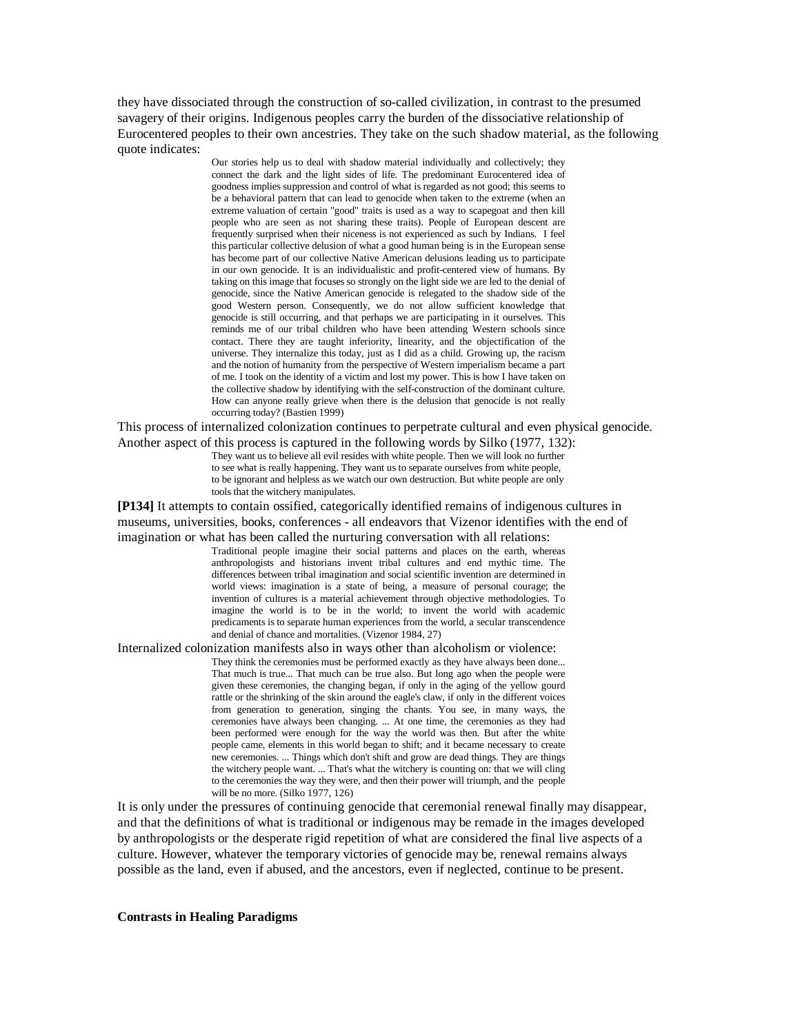they have dissociated through the construction of so-called civilization, in contrast to the presumed savagery of their origins. Indigenous peoples carry the burden of the dissociative relationship of Eurocentered peoples to their own ancestries. They take on the such shadow material, as the following quote indicates:

> Our stories help us to deal with shadow material individually and collectively; they connect the dark and the light sides of life. The predominant Eurocentered idea of goodness implies suppression and control of what is regarded as not good; this seems to be a behavioral pattern that can lead to genocide when taken to the extreme (when an extreme valuation of certain "good" traits is used as a way to scapegoat and then kill people who are seen as not sharing these traits). People of European descent are frequently surprised when their niceness is not experienced as such by Indians. I feel this particular collective delusion of what a good human being is in the European sense has become part of our collective Native American delusions leading us to participate in our own genocide. It is an individualistic and profit-centered view of humans. By taking on this image that focuses so strongly on the light side we are led to the denial of genocide, since the Native American genocide is relegated to the shadow side of the good Western person. Consequently, we do not allow sufficient knowledge that genocide is still occurring, and that perhaps we are participating in it ourselves. This reminds me of our tribal children who have been attending Western schools since contact. There they are taught inferiority, linearity, and the objectification of the universe. They internalize this today, just as I did as a child. Growing up, the racism and the notion of humanity from the perspective of Western imperialism became a part of me. I took on the identity of a victim and lost my power. This is how I have taken on the collective shadow by identifying with the self-construction of the dominant culture. How can anyone really grieve when there is the delusion that genocide is not really occurring today? (Bastien 1999)

This process of internalized colonization continues to perpetrate cultural and even physical genocide. Another aspect of this process is captured in the following words by Silko (1977, 132):

> They want us to believe all evil resides with white people. Then we will look no further to see what is really happening. They want us to separate ourselves from white people, to be ignorant and helpless as we watch our own destruction. But white people are only tools that the witchery manipulates.

**[P134]** It attempts to contain ossified, categorically identified remains of indigenous cultures in museums, universities, books, conferences - all endeavors that Vizenor identifies with the end of imagination or what has been called the nurturing conversation with all relations:

> Traditional people imagine their social patterns and places on the earth, whereas anthropologists and historians invent tribal cultures and end mythic time. The differences between tribal imagination and social scientific invention are determined in world views: imagination is a state of being, a measure of personal courage; the invention of cultures is a material achievement through objective methodologies. To imagine the world is to be in the world; to invent the world with academic predicaments is to separate human experiences from the world, a secular transcendence and denial of chance and mortalities. (Vizenor 1984, 27)

Internalized colonization manifests also in ways other than alcoholism or violence:

> They think the ceremonies must be performed exactly as they have always been done... That much is true... That much can be true also. But long ago when the people were given these ceremonies, the changing began, if only in the aging of the yellow gourd rattle or the shrinking of the skin around the eagle's claw, if only in the different voices from generation to generation, singing the chants. You see, in many ways, the ceremonies have always been changing. ... At one time, the ceremonies as they had been performed were enough for the way the world was then. But after the white people came, elements in this world began to shift; and it became necessary to create new ceremonies. ... Things which don't shift and grow are dead things. They are things the witchery people want. ... That's what the witchery is counting on: that we will cling to the ceremonies the way they were, and then their power will triumph, and the people will be no more. (Silko 1977, 126)

It is only under the pressures of continuing genocide that ceremonial renewal finally may disappear, and that the definitions of what is traditional or indigenous may be remade in the images developed by anthropologists or the desperate rigid repetition of what are considered the final live aspects of a culture. However, whatever the temporary victories of genocide may be, renewal remains always possible as the land, even if abused, and the ancestors, even if neglected, continue to be present.

**Contrasts in Healing Paradigms**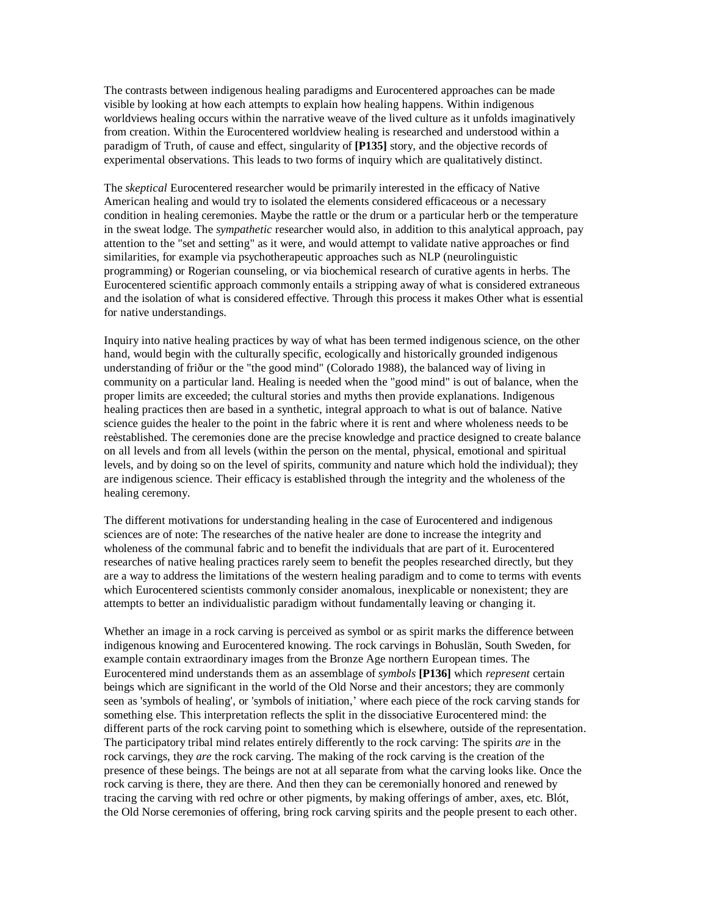The contrasts between indigenous healing paradigms and Eurocentered approaches can be made visible by looking at how each attempts to explain how healing happens. Within indigenous worldviews healing occurs within the narrative weave of the lived culture as it unfolds imaginatively from creation. Within the Eurocentered worldview healing is researched and understood within a paradigm of Truth, of cause and effect, singularity of **[P135]** story, and the objective records of experimental observations. This leads to two forms of inquiry which are qualitatively distinct.

The *skeptical* Eurocentered researcher would be primarily interested in the efficacy of Native American healing and would try to isolated the elements considered efficaceous or a necessary condition in healing ceremonies. Maybe the rattle or the drum or a particular herb or the temperature in the sweat lodge. The *sympathetic* researcher would also, in addition to this analytical approach, pay attention to the "set and setting" as it were, and would attempt to validate native approaches or find similarities, for example via psychotherapeutic approaches such as NLP (neurolinguistic programming) or Rogerian counseling, or via biochemical research of curative agents in herbs. The Eurocentered scientific approach commonly entails a stripping away of what is considered extraneous and the isolation of what is considered effective. Through this process it makes Other what is essential for native understandings.

Inquiry into native healing practices by way of what has been termed indigenous science, on the other hand, would begin with the culturally specific, ecologically and historically grounded indigenous understanding of friður or the "the good mind" (Colorado 1988), the balanced way of living in community on a particular land. Healing is needed when the "good mind" is out of balance, when the proper limits are exceeded; the cultural stories and myths then provide explanations. Indigenous healing practices then are based in a synthetic, integral approach to what is out of balance. Native science guides the healer to the point in the fabric where it is rent and where wholeness needs to be reèstablished. The ceremonies done are the precise knowledge and practice designed to create balance on all levels and from all levels (within the person on the mental, physical, emotional and spiritual levels, and by doing so on the level of spirits, community and nature which hold the individual); they are indigenous science. Their efficacy is established through the integrity and the wholeness of the healing ceremony.

The different motivations for understanding healing in the case of Eurocentered and indigenous sciences are of note: The researches of the native healer are done to increase the integrity and wholeness of the communal fabric and to benefit the individuals that are part of it. Eurocentered researches of native healing practices rarely seem to benefit the peoples researched directly, but they are a way to address the limitations of the western healing paradigm and to come to terms with events which Eurocentered scientists commonly consider anomalous, inexplicable or nonexistent; they are attempts to better an individualistic paradigm without fundamentally leaving or changing it.

Whether an image in a rock carving is perceived as symbol or as spirit marks the difference between indigenous knowing and Eurocentered knowing. The rock carvings in Bohuslän, South Sweden, for example contain extraordinary images from the Bronze Age northern European times. The Eurocentered mind understands them as an assemblage of *symbols* **[P136]** which *represent* certain beings which are significant in the world of the Old Norse and their ancestors; they are commonly seen as 'symbols of healing', or 'symbols of initiation,' where each piece of the rock carving stands for something else. This interpretation reflects the split in the dissociative Eurocentered mind: the different parts of the rock carving point to something which is elsewhere, outside of the representation. The participatory tribal mind relates entirely differently to the rock carving: The spirits *are* in the rock carvings, they *are* the rock carving. The making of the rock carving is the creation of the presence of these beings. The beings are not at all separate from what the carving looks like. Once the rock carving is there, they are there. And then they can be ceremonially honored and renewed by tracing the carving with red ochre or other pigments, by making offerings of amber, axes, etc. Blót, the Old Norse ceremonies of offering, bring rock carving spirits and the people present to each other.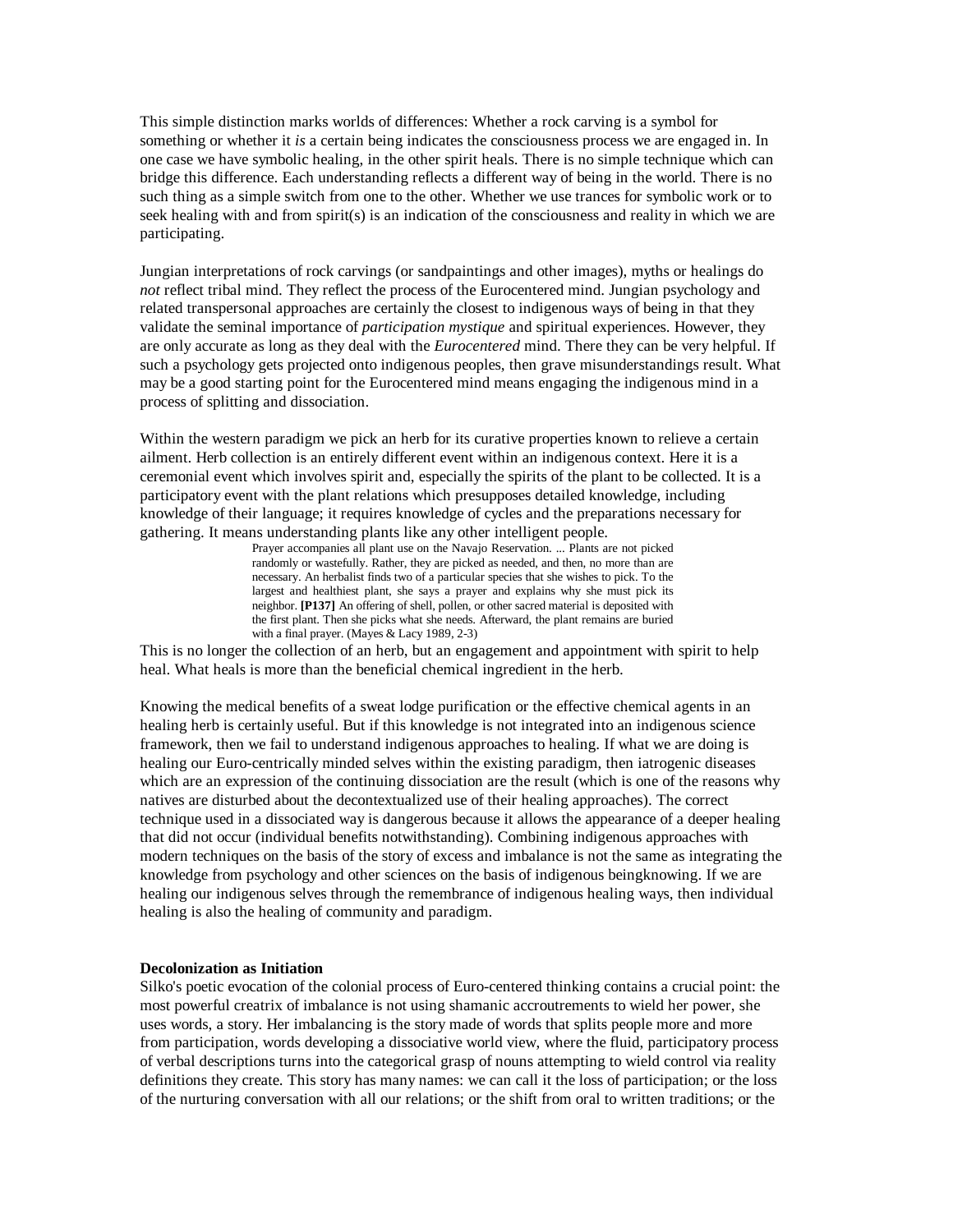This simple distinction marks worlds of differences: Whether a rock carving is a symbol for something or whether it *is* a certain being indicates the consciousness process we are engaged in. In one case we have symbolic healing, in the other spirit heals. There is no simple technique which can bridge this difference. Each understanding reflects a different way of being in the world. There is no such thing as a simple switch from one to the other. Whether we use trances for symbolic work or to seek healing with and from spirit(s) is an indication of the consciousness and reality in which we are participating.

Jungian interpretations of rock carvings (or sandpaintings and other images), myths or healings do *not* reflect tribal mind. They reflect the process of the Eurocentered mind. Jungian psychology and related transpersonal approaches are certainly the closest to indigenous ways of being in that they validate the seminal importance of *participation mystique* and spiritual experiences. However, they are only accurate as long as they deal with the *Eurocentered* mind. There they can be very helpful. If such a psychology gets projected onto indigenous peoples, then grave misunderstandings result. What may be a good starting point for the Eurocentered mind means engaging the indigenous mind in a process of splitting and dissociation.

Within the western paradigm we pick an herb for its curative properties known to relieve a certain ailment. Herb collection is an entirely different event within an indigenous context. Here it is a ceremonial event which involves spirit and, especially the spirits of the plant to be collected. It is a participatory event with the plant relations which presupposes detailed knowledge, including knowledge of their language; it requires knowledge of cycles and the preparations necessary for gathering. It means understanding plants like any other intelligent people.

> Prayer accompanies all plant use on the Navajo Reservation. ... Plants are not picked randomly or wastefully. Rather, they are picked as needed, and then, no more than are necessary. An herbalist finds two of a particular species that she wishes to pick. To the largest and healthiest plant, she says a prayer and explains why she must pick its neighbor. **[P137]** An offering of shell, pollen, or other sacred material is deposited with the first plant. Then she picks what she needs. Afterward, the plant remains are buried with a final prayer. (Mayes & Lacy 1989, 2-3)

This is no longer the collection of an herb, but an engagement and appointment with spirit to help heal. What heals is more than the beneficial chemical ingredient in the herb.

Knowing the medical benefits of a sweat lodge purification or the effective chemical agents in an healing herb is certainly useful. But if this knowledge is not integrated into an indigenous science framework, then we fail to understand indigenous approaches to healing. If what we are doing is healing our Euro-centrically minded selves within the existing paradigm, then iatrogenic diseases which are an expression of the continuing dissociation are the result (which is one of the reasons why natives are disturbed about the decontextualized use of their healing approaches). The correct technique used in a dissociated way is dangerous because it allows the appearance of a deeper healing that did not occur (individual benefits notwithstanding). Combining indigenous approaches with modern techniques on the basis of the story of excess and imbalance is not the same as integrating the knowledge from psychology and other sciences on the basis of indigenous beingknowing. If we are healing our indigenous selves through the remembrance of indigenous healing ways, then individual healing is also the healing of community and paradigm.

**Decolonization as Initiation**

Silko's poetic evocation of the colonial process of Euro-centered thinking contains a crucial point: the most powerful creatrix of imbalance is not using shamanic accroutrements to wield her power, she uses words, a story. Her imbalancing is the story made of words that splits people more and more from participation, words developing a dissociative world view, where the fluid, participatory process of verbal descriptions turns into the categorical grasp of nouns attempting to wield control via reality definitions they create. This story has many names: we can call it the loss of participation; or the loss of the nurturing conversation with all our relations; or the shift from oral to written traditions; or the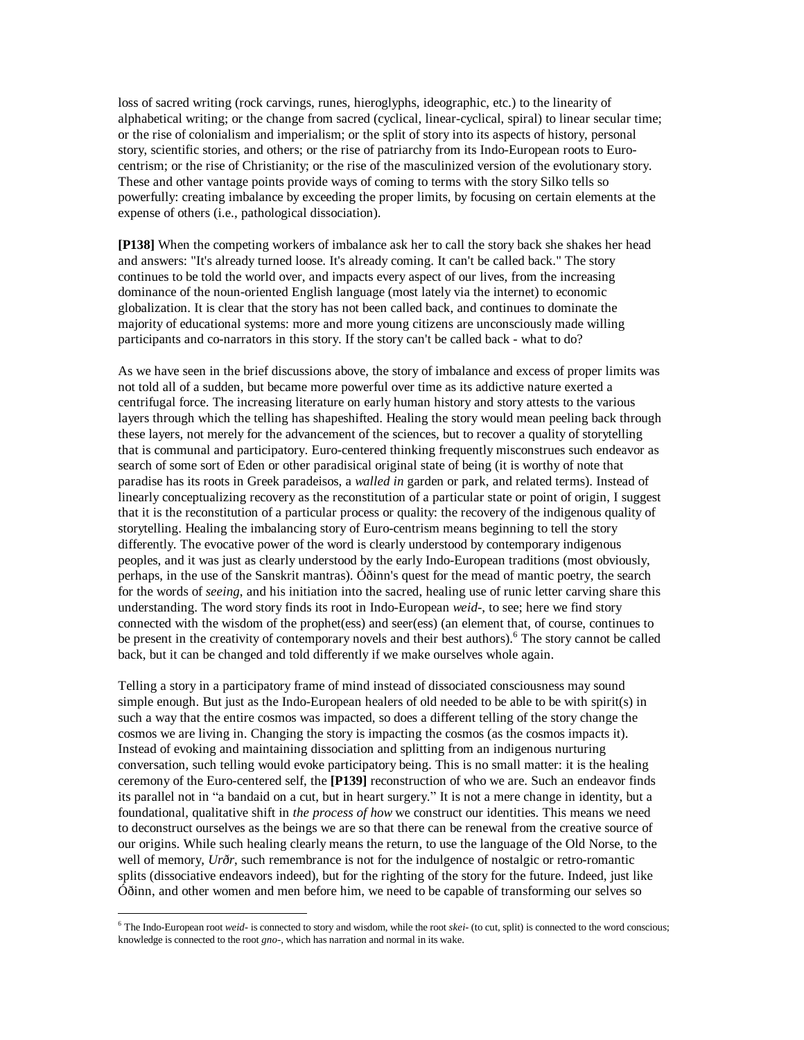loss of sacred writing (rock carvings, runes, hieroglyphs, ideographic, etc.) to the linearity of alphabetical writing; or the change from sacred (cyclical, linear-cyclical, spiral) to linear secular time; or the rise of colonialism and imperialism; or the split of story into its aspects of history, personal story, scientific stories, and others; or the rise of patriarchy from its Indo-European roots to Euro-centrism; or the rise of Christianity; or the rise of the masculinized version of the evolutionary story. These and other vantage points provide ways of coming to terms with the story Silko tells so powerfully: creating imbalance by exceeding the proper limits, by focusing on certain elements at the expense of others (i.e., pathological dissociation).

**[P138]** When the competing workers of imbalance ask her to call the story back she shakes her head and answers: "It's already turned loose. It's already coming. It can't be called back." The story continues to be told the world over, and impacts every aspect of our lives, from the increasing dominance of the noun-oriented English language (most lately via the internet) to economic globalization. It is clear that the story has not been called back, and continues to dominate the majority of educational systems: more and more young citizens are unconsciously made willing participants and co-narrators in this story. If the story can't be called back - what to do?

As we have seen in the brief discussions above, the story of imbalance and excess of proper limits was not told all of a sudden, but became more powerful over time as its addictive nature exerted a centrifugal force. The increasing literature on early human history and story attests to the various layers through which the telling has shapeshifted. Healing the story would mean peeling back through these layers, not merely for the advancement of the sciences, but to recover a quality of storytelling that is communal and participatory. Euro-centered thinking frequently misconstrues such endeavor as search of some sort of Eden or other paradisical original state of being (it is worthy of note that paradise has its roots in Greek paradeisos, a *walled in* garden or park, and related terms). Instead of linearly conceptualizing recovery as the reconstitution of a particular state or point of origin, I suggest that it is the reconstitution of a particular process or quality: the recovery of the indigenous quality of storytelling. Healing the imbalancing story of Euro-centrism means beginning to tell the story differently. The evocative power of the word is clearly understood by contemporary indigenous peoples, and it was just as clearly understood by the early Indo-European traditions (most obviously, perhaps, in the use of the Sanskrit mantras). Óðinn's quest for the mead of mantic poetry, the search for the words of *seeing*, and his initiation into the sacred, healing use of runic letter carving share this understanding. The word story finds its root in Indo-European *weid-*, to see; here we find story connected with the wisdom of the prophet(ess) and seer(ess) (an element that, of course, continues to be present in the creativity of contemporary novels and their best authors).[6] The story cannot be called back, but it can be changed and told differently if we make ourselves whole again.

Telling a story in a participatory frame of mind instead of dissociated consciousness may sound simple enough. But just as the Indo-European healers of old needed to be able to be with spirit(s) in such a way that the entire cosmos was impacted, so does a different telling of the story change the cosmos we are living in. Changing the story is impacting the cosmos (as the cosmos impacts it). Instead of evoking and maintaining dissociation and splitting from an indigenous nurturing conversation, such telling would evoke participatory being. This is no small matter: it is the healing ceremony of the Euro-centered self, the **[P139]** reconstruction of who we are. Such an endeavor finds its parallel not in "a bandaid on a cut, but in heart surgery." It is not a mere change in identity, but a foundational, qualitative shift in *the process of how* we construct our identities. This means we need to deconstruct ourselves as the beings we are so that there can be renewal from the creative source of our origins. While such healing clearly means the return, to use the language of the Old Norse, to the well of memory, *Urðr*, such remembrance is not for the indulgence of nostalgic or retro-romantic splits (dissociative endeavors indeed), but for the righting of the story for the future. Indeed, just like Óðinn, and other women and men before him, we need to be capable of transforming our selves so

---

[6] The Indo-European root *weid-* is connected to story and wisdom, while the root *skei-* (to cut, split) is connected to the word conscious; knowledge is connected to the root *gno-*, which has narration and normal in its wake.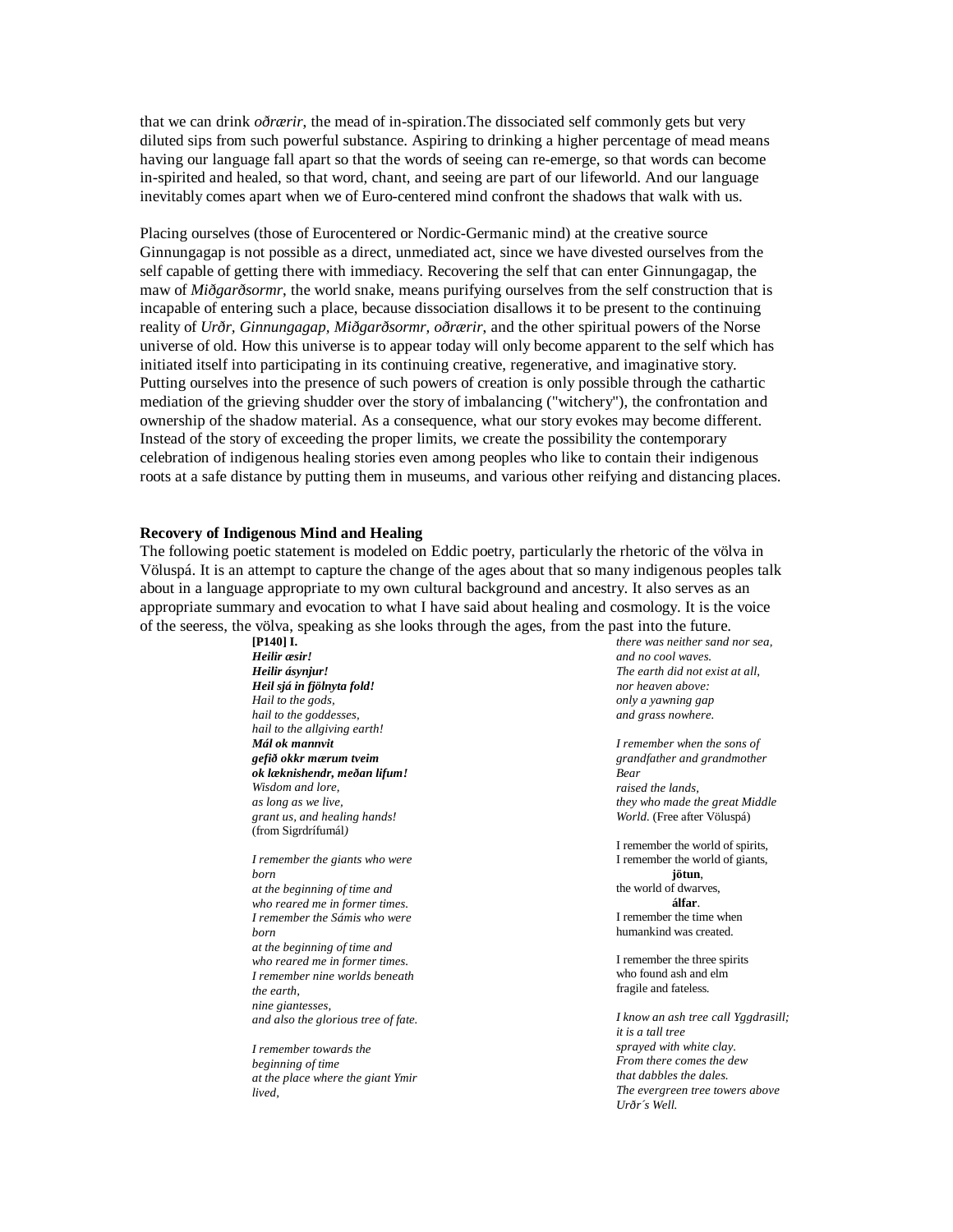that we can drink *oðrærir*, the mead of in-spiration.The dissociated self commonly gets but very diluted sips from such powerful substance. Aspiring to drinking a higher percentage of mead means having our language fall apart so that the words of seeing can re-emerge, so that words can become in-spirited and healed, so that word, chant, and seeing are part of our lifeworld. And our language inevitably comes apart when we of Euro-centered mind confront the shadows that walk with us.

Placing ourselves (those of Eurocentered or Nordic-Germanic mind) at the creative source Ginnungagap is not possible as a direct, unmediated act, since we have divested ourselves from the self capable of getting there with immediacy. Recovering the self that can enter Ginnungagap, the maw of *Miðgarðsormr*, the world snake, means purifying ourselves from the self construction that is incapable of entering such a place, because dissociation disallows it to be present to the continuing reality of *Urðr, Ginnungagap, Miðgarðsormr, oðrærir*, and the other spiritual powers of the Norse universe of old. How this universe is to appear today will only become apparent to the self which has initiated itself into participating in its continuing creative, regenerative, and imaginative story. Putting ourselves into the presence of such powers of creation is only possible through the cathartic mediation of the grieving shudder over the story of imbalancing ("witchery"), the confrontation and ownership of the shadow material. As a consequence, what our story evokes may become different. Instead of the story of exceeding the proper limits, we create the possibility the contemporary celebration of indigenous healing stories even among peoples who like to contain their indigenous roots at a safe distance by putting them in museums, and various other reifying and distancing places.

### Recovery of Indigenous Mind and Healing

The following poetic statement is modeled on Eddic poetry, particularly the rhetoric of the völva in Völuspá. It is an attempt to capture the change of the ages about that so many indigenous peoples talk about in a language appropriate to my own cultural background and ancestry. It also serves as an appropriate summary and evocation to what I have said about healing and cosmology. It is the voice of the seeress, the völva, speaking as she looks through the ages, from the past into the future.

**[P140] I.**
***Heilir æsir!***
***Heilir ásynjur!***
***Heil sjá in fjölnyta fold!***
*Hail to the gods,*
*hail to the goddesses,*
*hail to the allgiving earth!*
***Mál ok mannvit***
***gefið okkr mærum tveim***
***ok læknishendr, meðan lifum!***
*Wisdom and lore,*
*as long as we live,*
*grant us, and healing hands!*
(from Sigrdrífumál*)*

*I remember the giants who were born*
*at the beginning of time and*
*who reared me in former times.*
*I remember the Sámis who were born*
*at the beginning of time and*
*who reared me in former times.*
*I remember nine worlds beneath the earth,*
*nine giantesses,*
*and also the glorious tree of fate.*

*I remember towards the*
*beginning of time*
*at the place where the giant Ymir lived,*
*there was neither sand nor sea,*
*and no cool waves.*
*The earth did not exist at all,*
*nor heaven above:*
*only a yawning gap*
*and grass nowhere.*

*I remember when the sons of*
*grandfather and grandmother Bear*
*raised the lands,*
*they who made the great Middle World.* (Free after Völuspá)

I remember the world of spirits,
I remember the world of giants,
**jötun**,
the world of dwarves,
**álfar**.
I remember the time when
humankind was created.

I remember the three spirits
who found ash and elm
fragile and fateless.

*I know an ash tree call Yggdrasill;*
*it is a tall tree*
*sprayed with white clay.*
*From there comes the dew*
*that dabbles the dales.*
*The evergreen tree towers above*
*Urðr´s Well.*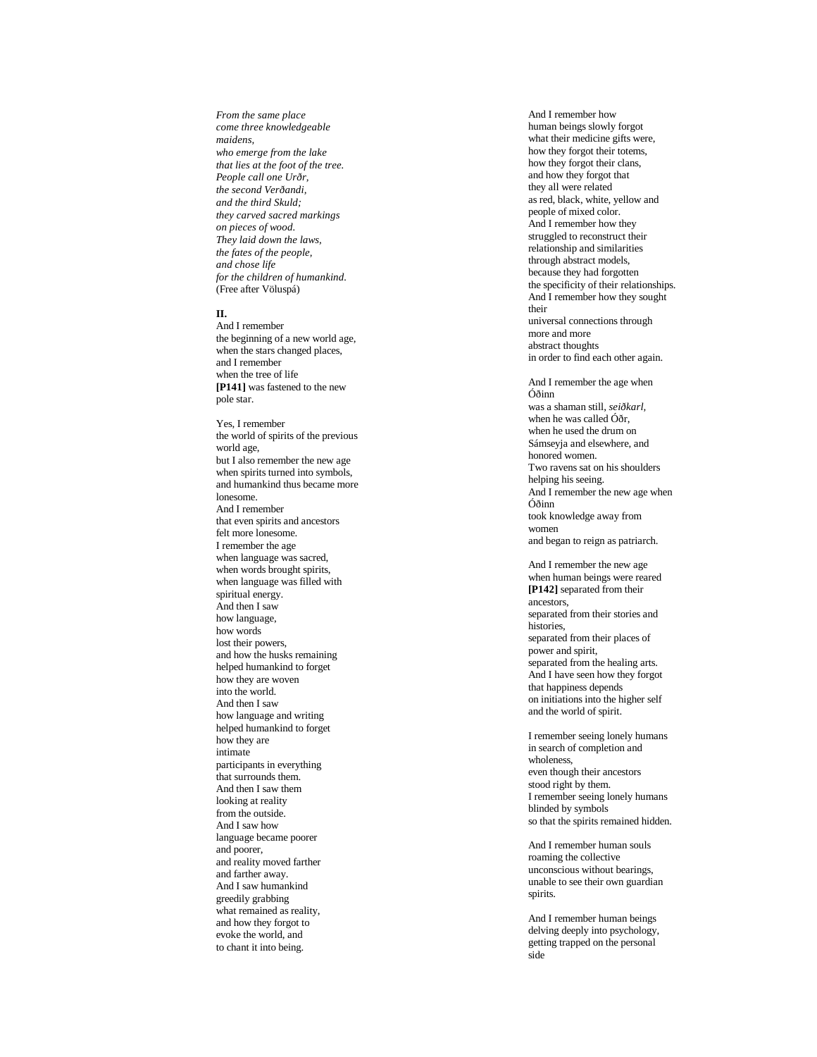*From the same place*
*come three knowledgeable maidens,*
*who emerge from the lake*
*that lies at the foot of the tree.*
*People call one Urðr,*
*the second Verðandi,*
*and the third Skuld;*
*they carved sacred markings*
*on pieces of wood.*
*They laid down the laws,*
*the fates of the people,*
*and chose life*
*for the children of humankind.*
(Free after Völuspá)

**II.**

And I remember
the beginning of a new world age,
when the stars changed places,
and I remember
when the tree of life
**[P141]** was fastened to the new pole star.

Yes, I remember
the world of spirits of the previous world age,
but I also remember the new age
when spirits turned into symbols,
and humankind thus became more lonesome.
And I remember
that even spirits and ancestors
felt more lonesome.
I remember the age
when language was sacred,
when words brought spirits,
when language was filled with spiritual energy.
And then I saw
how language,
how words
lost their powers,
and how the husks remaining
helped humankind to forget
how they are woven
into the world.
And then I saw
how language and writing
helped humankind to forget
how they are
intimate
participants in everything
that surrounds them.
And then I saw them
looking at reality
from the outside.
And I saw how
language became poorer
and poorer,
and reality moved farther
and farther away.
And I saw humankind
greedily grabbing
what remained as reality,
and how they forgot to
evoke the world, and
to chant it into being.

And I remember how
human beings slowly forgot
what their medicine gifts were,
how they forgot their totems,
how they forgot their clans,
and how they forgot that
they all were related
as red, black, white, yellow and people of mixed color.
And I remember how they
struggled to reconstruct their
relationship and similarities
through abstract models,
because they had forgotten
the specificity of their relationships.
And I remember how they sought their
universal connections through
more and more
abstract thoughts
in order to find each other again.

And I remember the age when Óðinn
was a shaman still, *seiðkarl*,
when he was called Óðr,
when he used the drum on
Sámseyja and elsewhere, and
honored women.
Two ravens sat on his shoulders
helping his seeing.
And I remember the new age when Óðinn
took knowledge away from women
and began to reign as patriarch.

And I remember the new age
when human beings were reared
**[P142]** separated from their ancestors,
separated from their stories and histories,
separated from their places of power and spirit,
separated from the healing arts.
And I have seen how they forgot
that happiness depends
on initiations into the higher self
and the world of spirit.

I remember seeing lonely humans
in search of completion and wholeness,
even though their ancestors
stood right by them.
I remember seeing lonely humans
blinded by symbols
so that the spirits remained hidden.

And I remember human souls
roaming the collective
unconscious without bearings,
unable to see their own guardian spirits.

And I remember human beings
delving deeply into psychology,
getting trapped on the personal side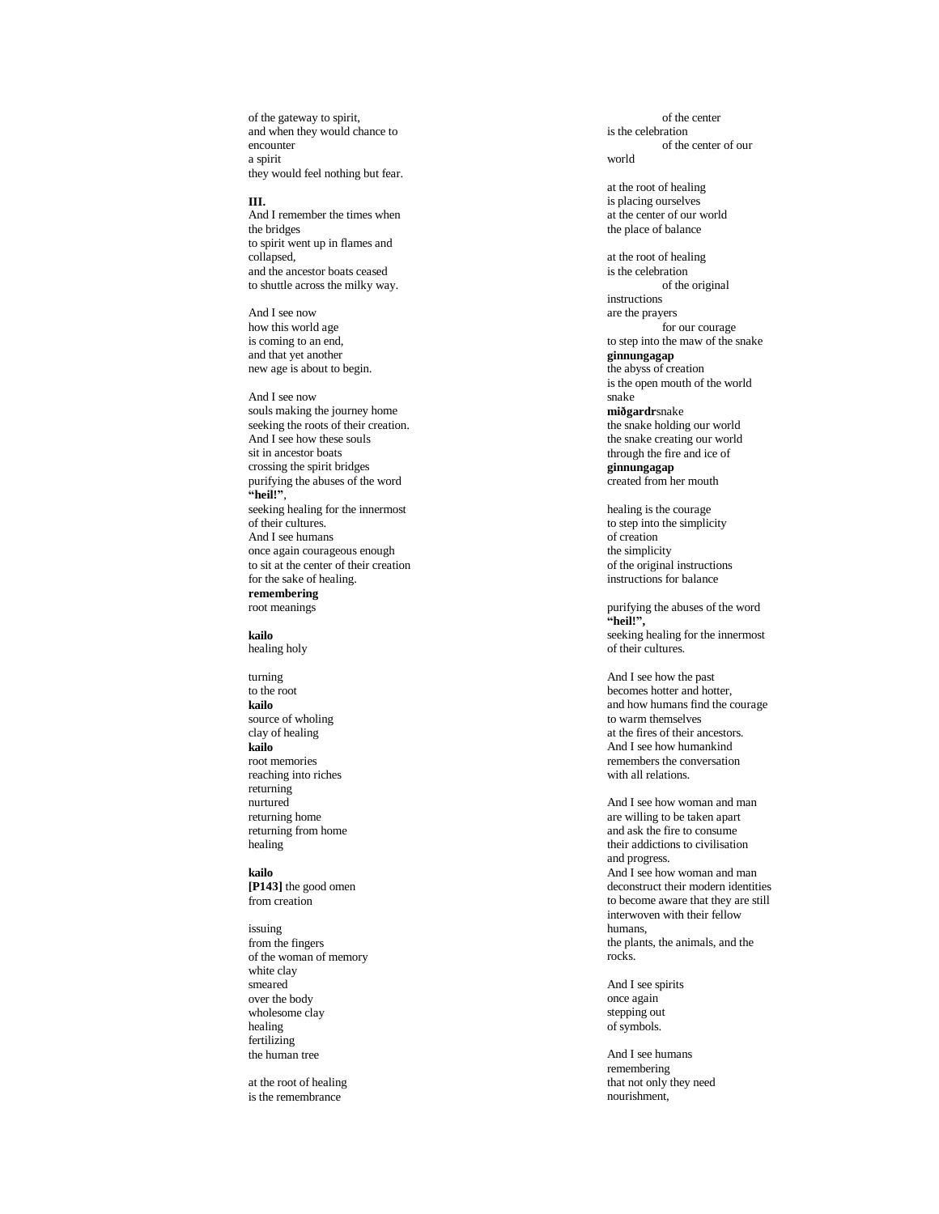of the gateway to spirit,
and when they would chance to
encounter
a spirit
they would feel nothing but fear.

**III.**
And I remember the times when
the bridges
to spirit went up in flames and
collapsed,
and the ancestor boats ceased
to shuttle across the milky way.

And I see now
how this world age
is coming to an end,
and that yet another
new age is about to begin.

And I see now
souls making the journey home
seeking the roots of their creation.
And I see how these souls
sit in ancestor boats
crossing the spirit bridges
purifying the abuses of the word
**"heil!"**,
seeking healing for the innermost
of their cultures.
And I see humans
once again courageous enough
to sit at the center of their creation
for the sake of healing.
**remembering**
root meanings

**kailo**
healing holy

turning
to the root
**kailo**
source of wholing
clay of healing
**kailo**
root memories
reaching into riches
returning
nurtured
returning home
returning from home
healing

**kailo**
**[P143]** the good omen
from creation

issuing
from the fingers
of the woman of memory
white clay
smeared
over the body
wholesome clay
healing
fertilizing
the human tree

at the root of healing
is the remembrance
of the center
is the celebration
of the center of our
world

at the root of healing
is placing ourselves
at the center of our world
the place of balance

at the root of healing
is the celebration
of the original
instructions
are the prayers
for our courage
to step into the maw of the snake
**ginnungagap**
the abyss of creation
is the open mouth of the world
snake
**miðgardr**snake
the snake holding our world
the snake creating our world
through the fire and ice of
**ginnungagap**
created from her mouth

healing is the courage
to step into the simplicity
of creation
the simplicity
of the original instructions
instructions for balance

purifying the abuses of the word
**"heil!",**
seeking healing for the innermost
of their cultures.

And I see how the past
becomes hotter and hotter,
and how humans find the courage
to warm themselves
at the fires of their ancestors.
And I see how humankind
remembers the conversation
with all relations.

And I see how woman and man
are willing to be taken apart
and ask the fire to consume
their addictions to civilisation
and progress.
And I see how woman and man
deconstruct their modern identities
to become aware that they are still
interwoven with their fellow
humans,
the plants, the animals, and the
rocks.

And I see spirits
once again
stepping out
of symbols.

And I see humans
remembering
that not only they need
nourishment,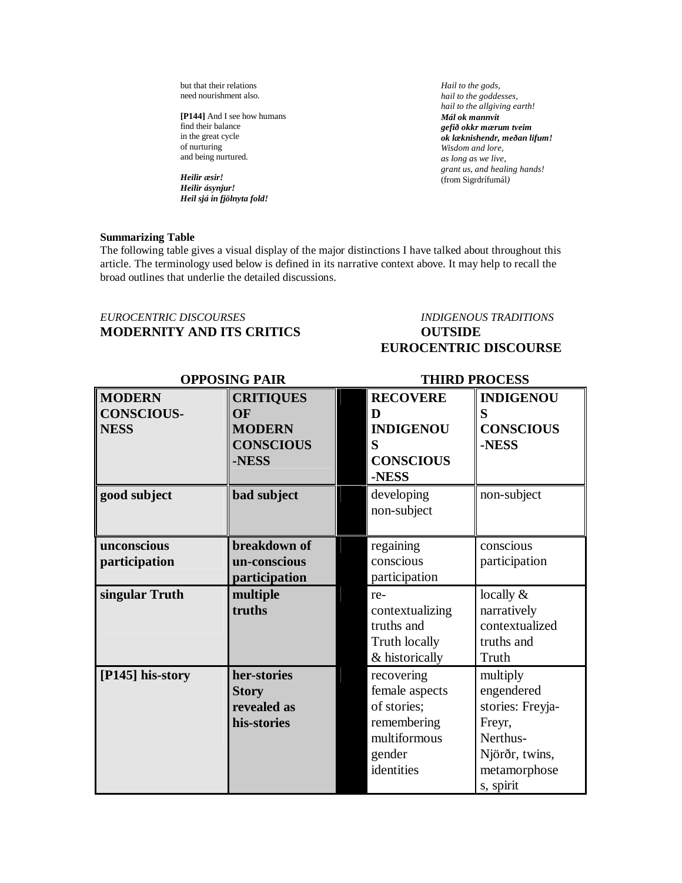but that their relations
need nourishment also.

[P144] And I see how humans
find their balance
in the great cycle
of nurturing
and being nurtured.

***Heilir æsir!***
***Heilir ásynjur!***
***Heil sjá in fjölnyta fold!***

*Hail to the gods,*
*hail to the goddesses,*
*hail to the allgiving earth!*
***Mál ok mannvit***
***gefið okkr mærum tveim***
***ok læknishendr, meðan lifum!***
*Wisdom and lore,*
*as long as we live,*
*grant us, and healing hands!*
(from Sigrdrífumál*)*

**Summarizing Table**

The following table gives a visual display of the major distinctions I have talked about throughout this article. The terminology used below is defined in its narrative context above. It may help to recall the broad outlines that underlie the detailed discussions.

*EUROCENTRIC DISCOURSES*
**MODERNITY AND ITS CRITICS**

*INDIGENOUS TRADITIONS*
**OUTSIDE EUROCENTRIC DISCOURSE**

| OPPOSING PAIR | | | THIRD PROCESS | |
|---|---|---|---|---|
| **MODERN CONSCIOUS-NESS** | **CRITIQUES OF MODERN CONSCIOUS-NESS** | | **RECOVERED INDIGENOUS CONSCIOUS-NESS** | **INDIGENOUS CONSCIOUS-NESS** |
| **good subject** | **bad subject** | | developing non-subject | non-subject |
| **unconscious participation** | **breakdown of un-conscious participation** | | regaining conscious participation | conscious participation |
| **singular Truth** | **multiple truths** | | re-contextualizing truths and Truth locally & historically | locally & narratively contextualized truths and Truth |
| **[P145] his-story** | **her-stories Story revealed as his-stories** | | recovering female aspects of stories; remembering multiformous gender identities | multiply engendered stories: Freyja-Freyr, Nerthus-Njörðr, twins, metamorphoses, spirit |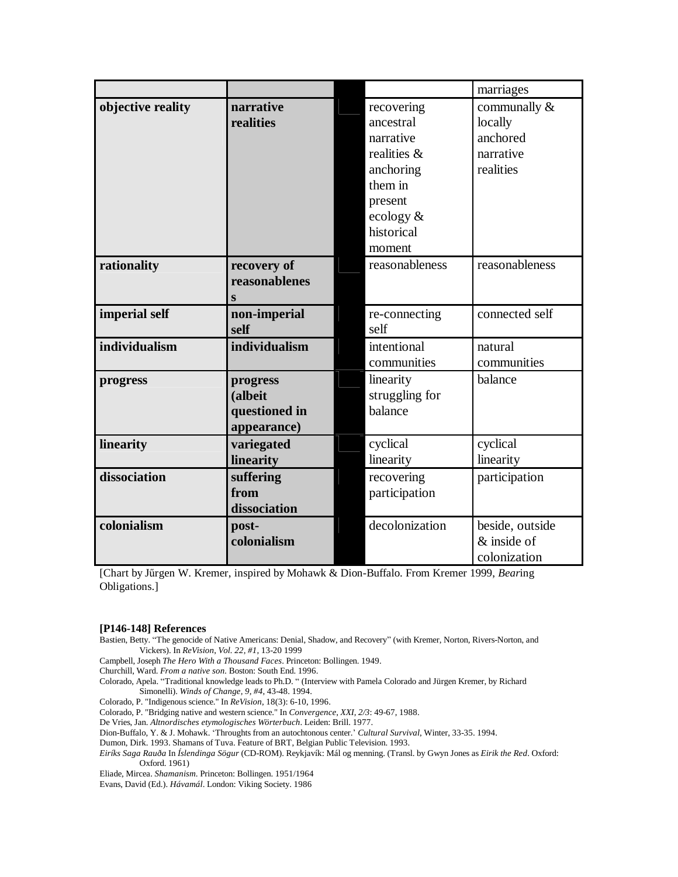| | | | | |
|---|---|---|---|---|
| | | | | marriages |
| **objective reality** | **narrative realities** | | recovering ancestral narrative realities & anchoring them in present ecology & historical moment | communally & locally anchored narrative realities |
| **rationality** | **recovery of reasonableness** | | reasonableness | reasonableness |
| **imperial self** | **non-imperial self** | | re-connecting self | connected self |
| **individualism** | **individualism** | | intentional communities | natural communities |
| **progress** | **progress (albeit questioned in appearance)** | | linearity struggling for balance | balance |
| **linearity** | **variegated linearity** | | cyclical linearity | cyclical linearity |
| **dissociation** | **suffering from dissociation** | | recovering participation | participation |
| **colonialism** | **post-colonialism** | | decolonization | beside, outside & inside of colonization |

[Chart by Jűrgen W. Kremer, inspired by Mohawk & Dion-Buffalo. From Kremer 1999, *Bear*ing Obligations.]

**[P146-148] References**

Bastien, Betty. "The genocide of Native Americans: Denial, Shadow, and Recovery" (with Kremer, Norton, Rivers-Norton, and Vickers). In *ReVision, Vol. 22, #1,* 13-20 1999

Campbell, Joseph *The Hero With a Thousand Faces*. Princeton: Bollingen. 1949.

Churchill, Ward. *From a native son*. Boston: South End. 1996.

Colorado, Apela. "Traditional knowledge leads to Ph.D. " (Interview with Pamela Colorado and Jürgen Kremer, by Richard Simonelli). *Winds of Change, 9, #4,* 43-48. 1994.

Colorado, P. "Indigenous science." In *ReVision,* 18(3): 6-10, 1996.

Colorado, P. "Bridging native and western science." In *Convergence, XXI, 2/3*: 49-67, 1988.

De Vries, Jan. *Altnordisches etymologisches Wörterbuch*. Leiden: Brill. 1977.

Dion-Buffalo, Y. & J. Mohawk. 'Throughts from an autochtonous center.' *Cultural Survival*, Winter, 33-35. 1994.

Dumon, Dirk. 1993. Shamans of Tuva. Feature of BRT, Belgian Public Television. 1993.

*Eiríks Saga Rauða* In *Íslendinga Sögur* (CD-ROM). Reykjavík: Mál og menning. (Transl. by Gwyn Jones as *Eirik the Red*. Oxford: Oxford. 1961)

Eliade, Mircea. *Shamanism*. Princeton: Bollingen. 1951/1964

Evans, David (Ed.). *Hávamál*. London: Viking Society. 1986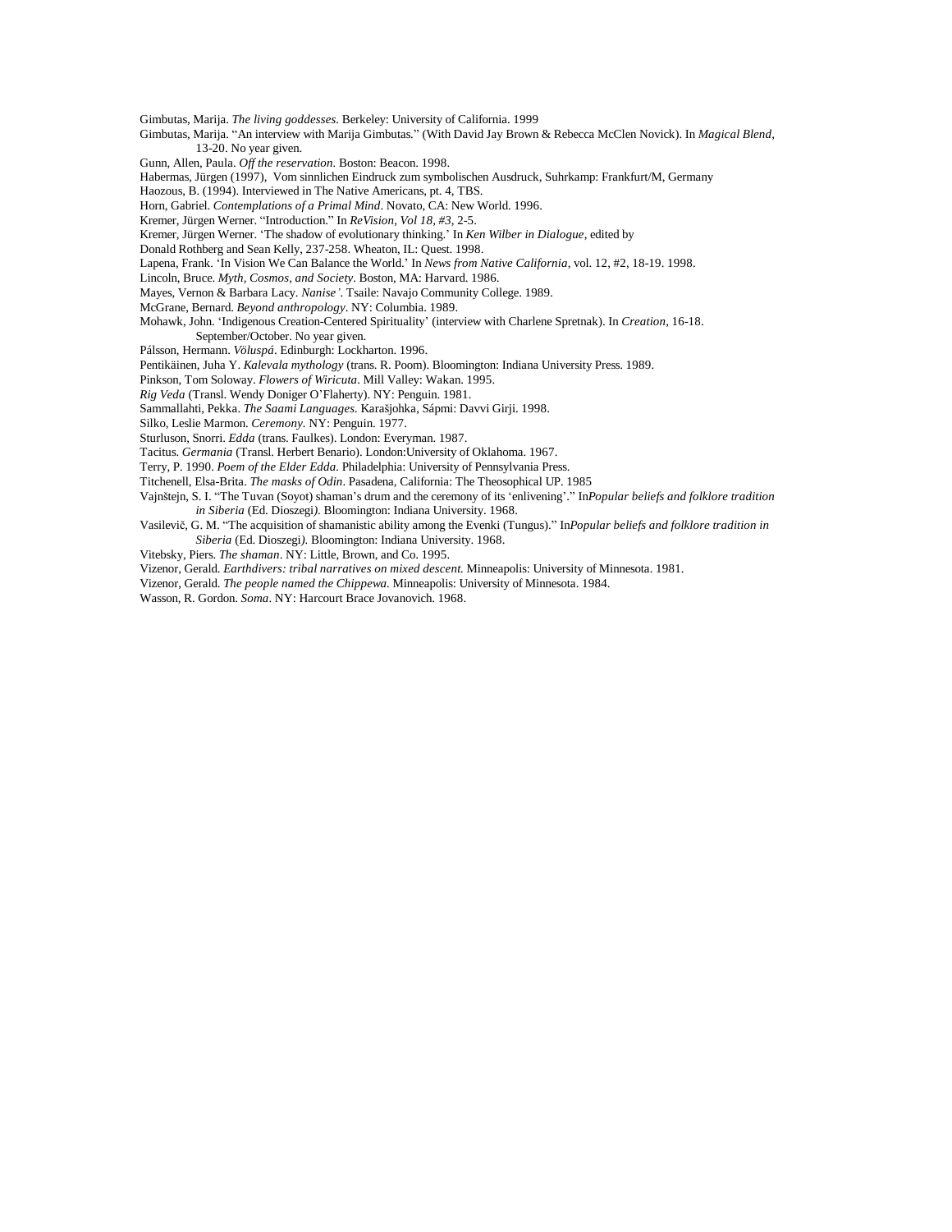Gimbutas, Marija. *The living goddesses.* Berkeley: University of California. 1999

Gimbutas, Marija. "An interview with Marija Gimbutas." (With David Jay Brown & Rebecca McClen Novick). In *Magical Blend*, 13-20. No year given.

Gunn, Allen, Paula. *Off the reservation.* Boston: Beacon. 1998.

Habermas, Jürgen (1997), Vom sinnlichen Eindruck zum symbolischen Ausdruck, Suhrkamp: Frankfurt/M, Germany

Haozous, B. (1994). Interviewed in The Native Americans, pt. 4, TBS.

Horn, Gabriel. *Contemplations of a Primal Mind*. Novato, CA: New World. 1996.

Kremer, Jürgen Werner. "Introduction." In *ReVision, Vol 18, #3*, 2-5.

Kremer, Jürgen Werner. 'The shadow of evolutionary thinking.' In *Ken Wilber in Dialogue*, edited by

Donald Rothberg and Sean Kelly, 237-258. Wheaton, IL: Quest. 1998.

Lapena, Frank. 'In Vision We Can Balance the World.' In *News from Native California*, vol. 12, #2, 18-19. 1998.

Lincoln, Bruce. *Myth, Cosmos, and Society*. Boston, MA: Harvard. 1986.

Mayes, Vernon & Barbara Lacy. *Nanise'*. Tsaile: Navajo Community College. 1989.

McGrane, Bernard. *Beyond anthropology*. NY: Columbia. 1989.

Mohawk, John. 'Indigenous Creation-Centered Spirituality' (interview with Charlene Spretnak). In *Creation*, 16-18. September/October. No year given.

Pálsson, Hermann. *Völuspá*. Edinburgh: Lockharton. 1996.

Pentikäinen, Juha Y. *Kalevala mythology* (trans. R. Poom). Bloomington: Indiana University Press. 1989.

Pinkson, Tom Soloway. *Flowers of Wiricuta*. Mill Valley: Wakan. 1995.

*Rig Veda* (Transl. Wendy Doniger O'Flaherty). NY: Penguin. 1981.

Sammallahti, Pekka. *The Saami Languages.* Karašjohka, Sápmi: Davvi Girji. 1998.

Silko, Leslie Marmon. *Ceremony.* NY: Penguin. 1977.

Sturluson, Snorri. *Edda* (trans. Faulkes). London: Everyman. 1987.

Tacitus. *Germania* (Transl. Herbert Benario). London:University of Oklahoma. 1967.

Terry, P. 1990. *Poem of the Elder Edda.* Philadelphia: University of Pennsylvania Press.

Titchenell, Elsa-Brita. *The masks of Odin*. Pasadena, California: The Theosophical UP. 1985

Vajnštejn, S. I. "The Tuvan (Soyot) shaman's drum and the ceremony of its 'enlivening'." In*Popular beliefs and folklore tradition in Siberia* (Ed. Dioszegi*)*. Bloomington: Indiana University. 1968.

Vasilevič, G. M. "The acquisition of shamanistic ability among the Evenki (Tungus)." In*Popular beliefs and folklore tradition in Siberia* (Ed. Dioszegi*)*. Bloomington: Indiana University. 1968.

Vitebsky, Piers. *The shaman*. NY: Little, Brown, and Co. 1995.

Vizenor, Gerald. *Earthdivers: tribal narratives on mixed descent.* Minneapolis: University of Minnesota. 1981.

Vizenor, Gerald. *The people named the Chippewa.* Minneapolis: University of Minnesota. 1984.

Wasson, R. Gordon. *Soma*. NY: Harcourt Brace Jovanovich. 1968.